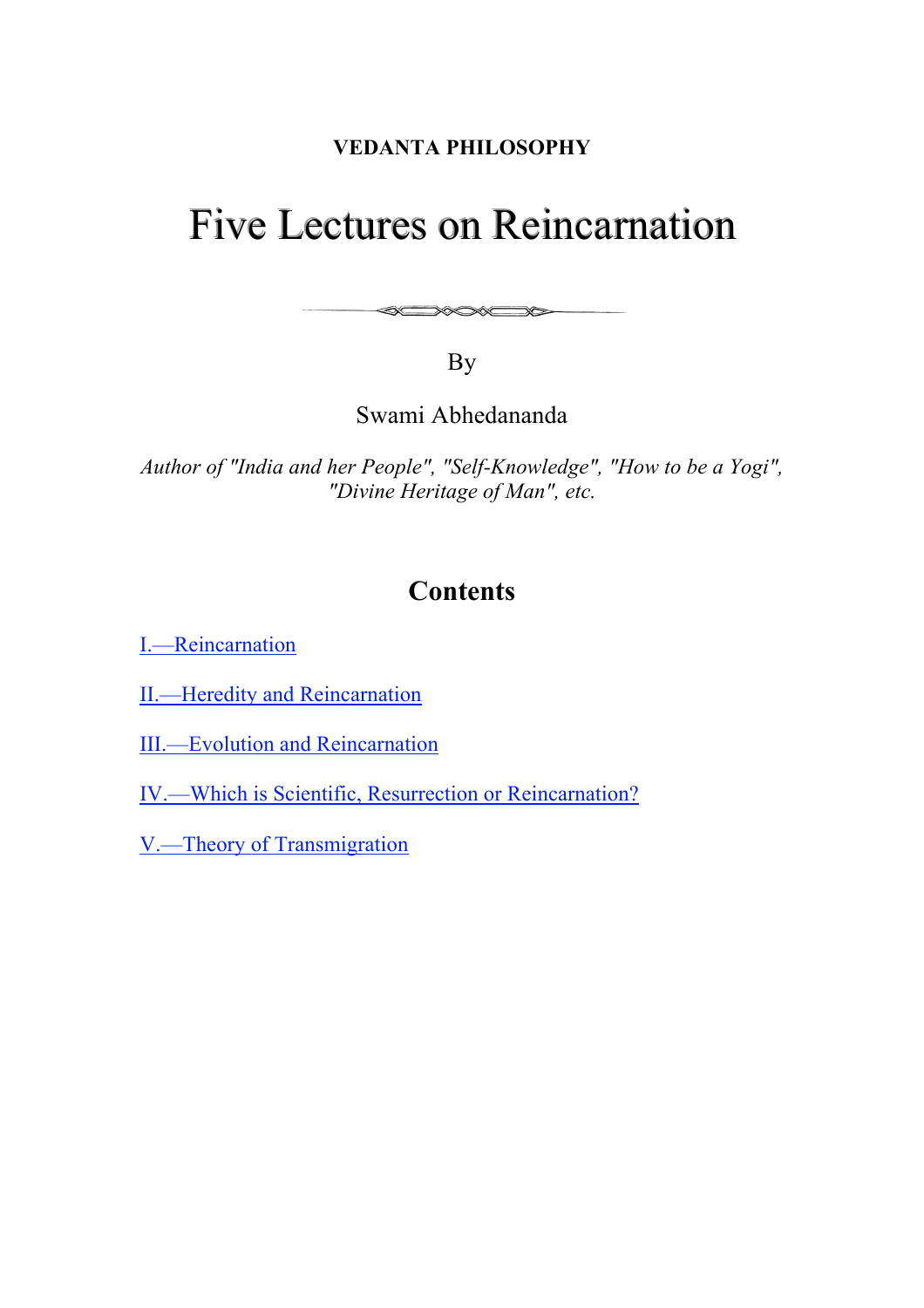**VEDANTA PHILOSOPHY**

# Five Lectures on Reincarnation

By

Swami Abhedananda

*Author of "India and her People", "Self-Knowledge", "How to be a Yogi", "Divine Heritage of Man", etc.*

## Contents

I.—Reincarnation

II.—Heredity and Reincarnation

III.—Evolution and Reincarnation

IV.—Which is Scientific, Resurrection or Reincarnation?

V.—Theory of Transmigration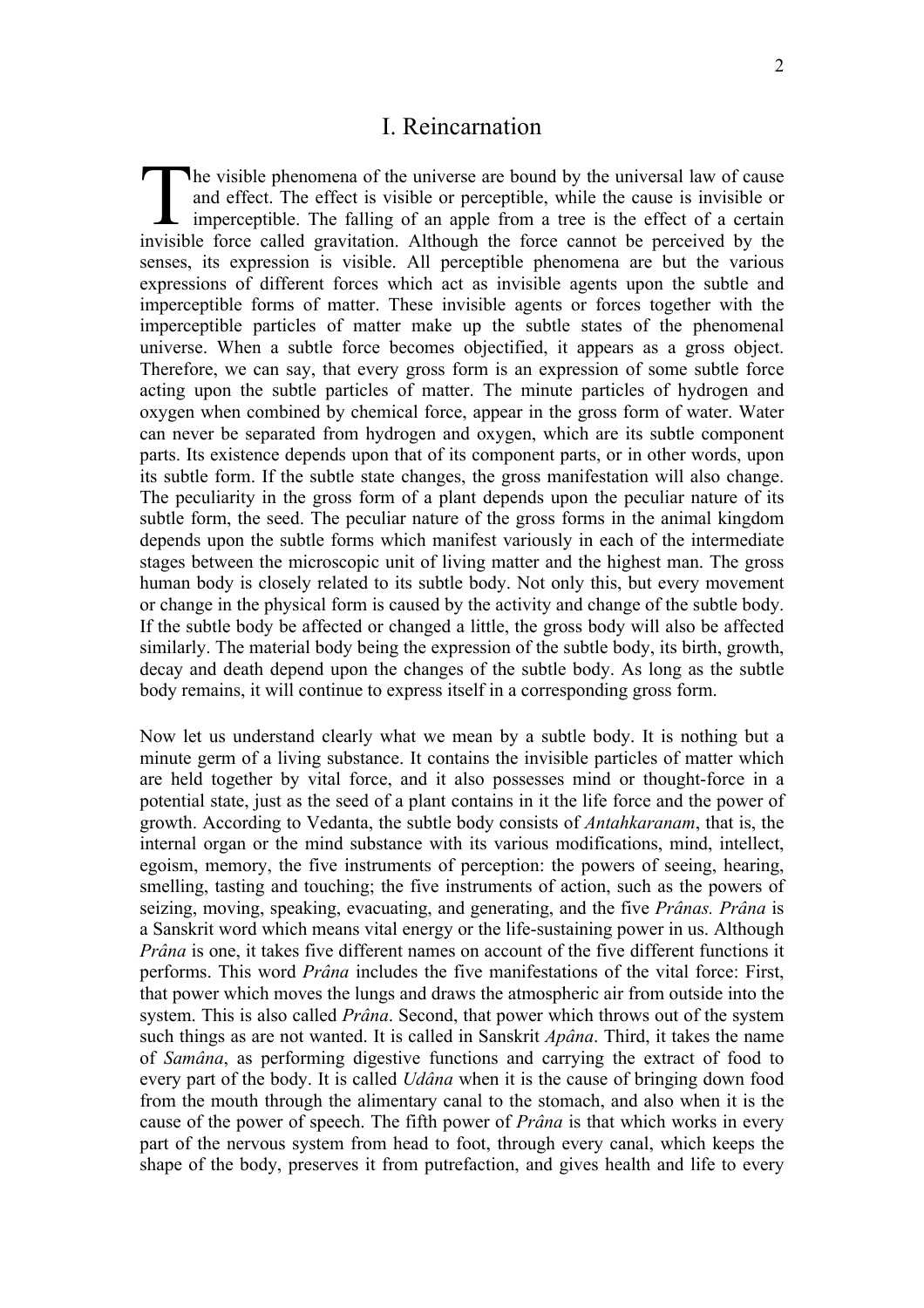# I. Reincarnation

The visible phenomena of the universe are bound by the universal law of cause and effect. The effect is visible or perceptible, while the cause is invisible or imperceptible. The falling of an apple from a tree is the effect of a certain invisible force called gravitation. Although the force cannot be perceived by the senses, its expression is visible. All perceptible phenomena are but the various expressions of different forces which act as invisible agents upon the subtle and imperceptible forms of matter. These invisible agents or forces together with the imperceptible particles of matter make up the subtle states of the phenomenal universe. When a subtle force becomes objectified, it appears as a gross object. Therefore, we can say, that every gross form is an expression of some subtle force acting upon the subtle particles of matter. The minute particles of hydrogen and oxygen when combined by chemical force, appear in the gross form of water. Water can never be separated from hydrogen and oxygen, which are its subtle component parts. Its existence depends upon that of its component parts, or in other words, upon its subtle form. If the subtle state changes, the gross manifestation will also change. The peculiarity in the gross form of a plant depends upon the peculiar nature of its subtle form, the seed. The peculiar nature of the gross forms in the animal kingdom depends upon the subtle forms which manifest variously in each of the intermediate stages between the microscopic unit of living matter and the highest man. The gross human body is closely related to its subtle body. Not only this, but every movement or change in the physical form is caused by the activity and change of the subtle body. If the subtle body be affected or changed a little, the gross body will also be affected similarly. The material body being the expression of the subtle body, its birth, growth, decay and death depend upon the changes of the subtle body. As long as the subtle body remains, it will continue to express itself in a corresponding gross form.

Now let us understand clearly what we mean by a subtle body. It is nothing but a minute germ of a living substance. It contains the invisible particles of matter which are held together by vital force, and it also possesses mind or thought-force in a potential state, just as the seed of a plant contains in it the life force and the power of growth. According to Vedanta, the subtle body consists of *Antahkaranam*, that is, the internal organ or the mind substance with its various modifications, mind, intellect, egoism, memory, the five instruments of perception: the powers of seeing, hearing, smelling, tasting and touching; the five instruments of action, such as the powers of seizing, moving, speaking, evacuating, and generating, and the five *Prânas. Prâna* is a Sanskrit word which means vital energy or the life-sustaining power in us. Although *Prâna* is one, it takes five different names on account of the five different functions it performs. This word *Prâna* includes the five manifestations of the vital force: First, that power which moves the lungs and draws the atmospheric air from outside into the system. This is also called *Prâna*. Second, that power which throws out of the system such things as are not wanted. It is called in Sanskrit *Apâna*. Third, it takes the name of *Samâna*, as performing digestive functions and carrying the extract of food to every part of the body. It is called *Udâna* when it is the cause of bringing down food from the mouth through the alimentary canal to the stomach, and also when it is the cause of the power of speech. The fifth power of *Prâna* is that which works in every part of the nervous system from head to foot, through every canal, which keeps the shape of the body, preserves it from putrefaction, and gives health and life to every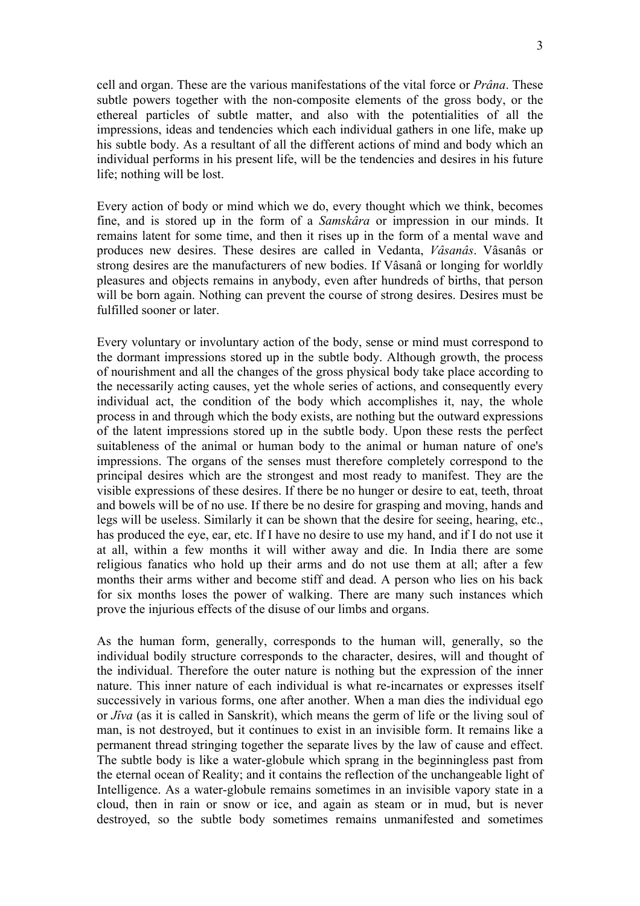cell and organ. These are the various manifestations of the vital force or *Prâna*. These subtle powers together with the non-composite elements of the gross body, or the ethereal particles of subtle matter, and also with the potentialities of all the impressions, ideas and tendencies which each individual gathers in one life, make up his subtle body. As a resultant of all the different actions of mind and body which an individual performs in his present life, will be the tendencies and desires in his future life; nothing will be lost.

Every action of body or mind which we do, every thought which we think, becomes fine, and is stored up in the form of a *Samskâra* or impression in our minds. It remains latent for some time, and then it rises up in the form of a mental wave and produces new desires. These desires are called in Vedanta, *Vâsanâs*. Vâsanâs or strong desires are the manufacturers of new bodies. If Vâsanâ or longing for worldly pleasures and objects remains in anybody, even after hundreds of births, that person will be born again. Nothing can prevent the course of strong desires. Desires must be fulfilled sooner or later.

Every voluntary or involuntary action of the body, sense or mind must correspond to the dormant impressions stored up in the subtle body. Although growth, the process of nourishment and all the changes of the gross physical body take place according to the necessarily acting causes, yet the whole series of actions, and consequently every individual act, the condition of the body which accomplishes it, nay, the whole process in and through which the body exists, are nothing but the outward expressions of the latent impressions stored up in the subtle body. Upon these rests the perfect suitableness of the animal or human body to the animal or human nature of one's impressions. The organs of the senses must therefore completely correspond to the principal desires which are the strongest and most ready to manifest. They are the visible expressions of these desires. If there be no hunger or desire to eat, teeth, throat and bowels will be of no use. If there be no desire for grasping and moving, hands and legs will be useless. Similarly it can be shown that the desire for seeing, hearing, etc., has produced the eye, ear, etc. If I have no desire to use my hand, and if I do not use it at all, within a few months it will wither away and die. In India there are some religious fanatics who hold up their arms and do not use them at all; after a few months their arms wither and become stiff and dead. A person who lies on his back for six months loses the power of walking. There are many such instances which prove the injurious effects of the disuse of our limbs and organs.

As the human form, generally, corresponds to the human will, generally, so the individual bodily structure corresponds to the character, desires, will and thought of the individual. Therefore the outer nature is nothing but the expression of the inner nature. This inner nature of each individual is what re-incarnates or expresses itself successively in various forms, one after another. When a man dies the individual ego or *Jîva* (as it is called in Sanskrit), which means the germ of life or the living soul of man, is not destroyed, but it continues to exist in an invisible form. It remains like a permanent thread stringing together the separate lives by the law of cause and effect. The subtle body is like a water-globule which sprang in the beginningless past from the eternal ocean of Reality; and it contains the reflection of the unchangeable light of Intelligence. As a water-globule remains sometimes in an invisible vapory state in a cloud, then in rain or snow or ice, and again as steam or in mud, but is never destroyed, so the subtle body sometimes remains unmanifested and sometimes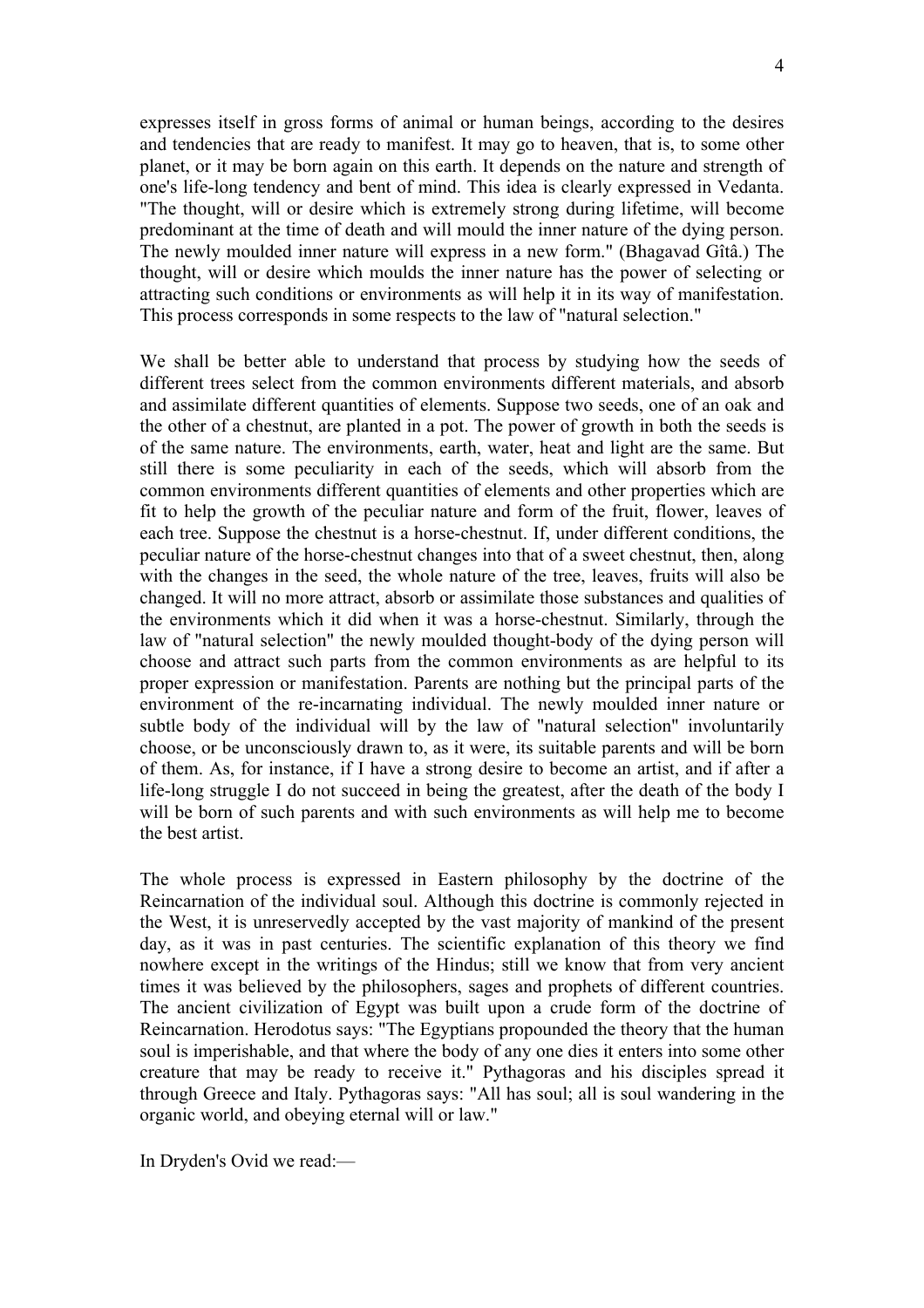expresses itself in gross forms of animal or human beings, according to the desires and tendencies that are ready to manifest. It may go to heaven, that is, to some other planet, or it may be born again on this earth. It depends on the nature and strength of one's life-long tendency and bent of mind. This idea is clearly expressed in Vedanta. "The thought, will or desire which is extremely strong during lifetime, will become predominant at the time of death and will mould the inner nature of the dying person. The newly moulded inner nature will express in a new form." (Bhagavad Gîtâ.) The thought, will or desire which moulds the inner nature has the power of selecting or attracting such conditions or environments as will help it in its way of manifestation. This process corresponds in some respects to the law of "natural selection."

We shall be better able to understand that process by studying how the seeds of different trees select from the common environments different materials, and absorb and assimilate different quantities of elements. Suppose two seeds, one of an oak and the other of a chestnut, are planted in a pot. The power of growth in both the seeds is of the same nature. The environments, earth, water, heat and light are the same. But still there is some peculiarity in each of the seeds, which will absorb from the common environments different quantities of elements and other properties which are fit to help the growth of the peculiar nature and form of the fruit, flower, leaves of each tree. Suppose the chestnut is a horse-chestnut. If, under different conditions, the peculiar nature of the horse-chestnut changes into that of a sweet chestnut, then, along with the changes in the seed, the whole nature of the tree, leaves, fruits will also be changed. It will no more attract, absorb or assimilate those substances and qualities of the environments which it did when it was a horse-chestnut. Similarly, through the law of "natural selection" the newly moulded thought-body of the dying person will choose and attract such parts from the common environments as are helpful to its proper expression or manifestation. Parents are nothing but the principal parts of the environment of the re-incarnating individual. The newly moulded inner nature or subtle body of the individual will by the law of "natural selection" involuntarily choose, or be unconsciously drawn to, as it were, its suitable parents and will be born of them. As, for instance, if I have a strong desire to become an artist, and if after a life-long struggle I do not succeed in being the greatest, after the death of the body I will be born of such parents and with such environments as will help me to become the best artist.

The whole process is expressed in Eastern philosophy by the doctrine of the Reincarnation of the individual soul. Although this doctrine is commonly rejected in the West, it is unreservedly accepted by the vast majority of mankind of the present day, as it was in past centuries. The scientific explanation of this theory we find nowhere except in the writings of the Hindus; still we know that from very ancient times it was believed by the philosophers, sages and prophets of different countries. The ancient civilization of Egypt was built upon a crude form of the doctrine of Reincarnation. Herodotus says: "The Egyptians propounded the theory that the human soul is imperishable, and that where the body of any one dies it enters into some other creature that may be ready to receive it." Pythagoras and his disciples spread it through Greece and Italy. Pythagoras says: "All has soul; all is soul wandering in the organic world, and obeying eternal will or law."

In Dryden's Ovid we read:—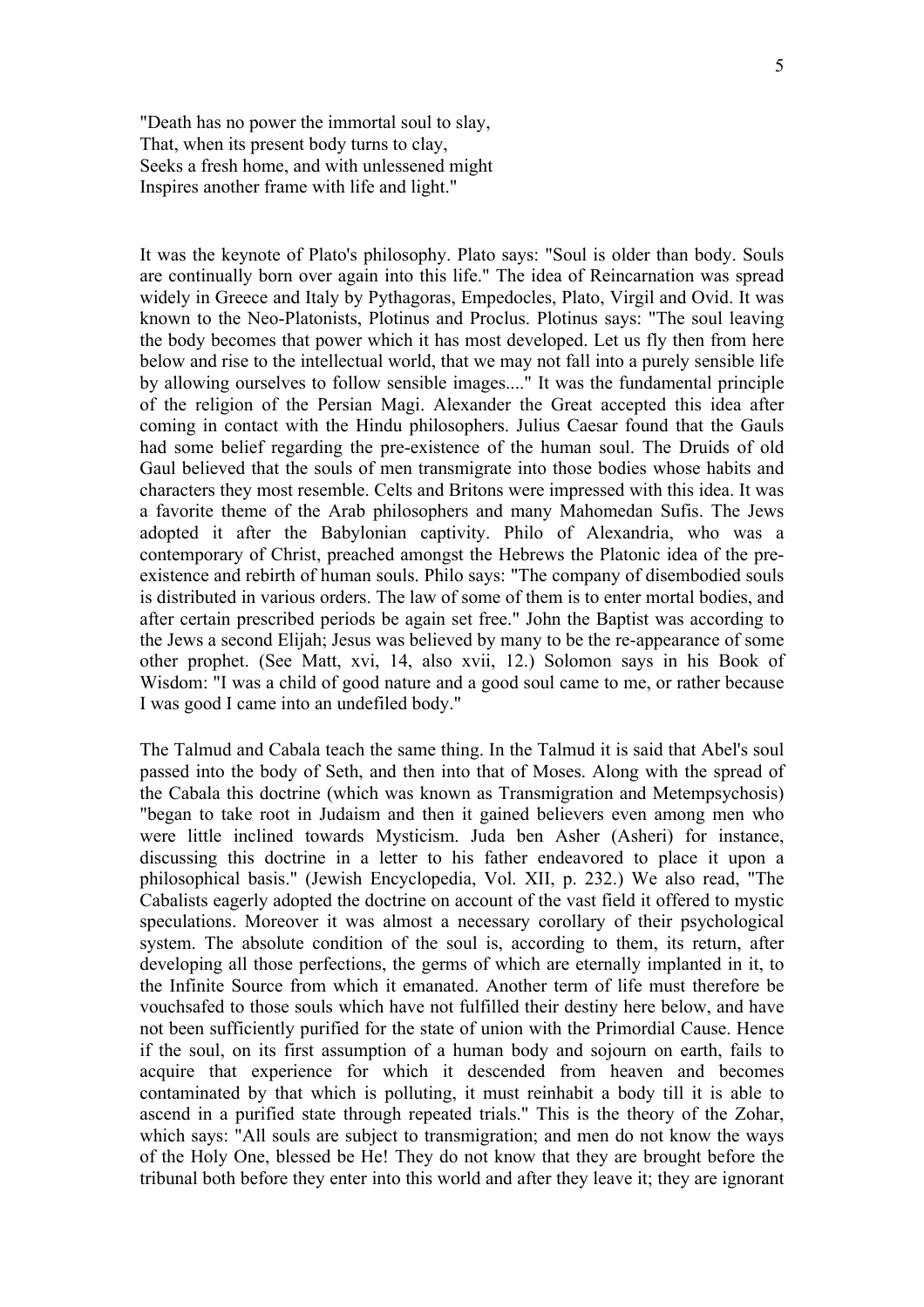"Death has no power the immortal soul to slay,  
That, when its present body turns to clay,  
Seeks a fresh home, and with unlessened might  
Inspires another frame with life and light."

It was the keynote of Plato's philosophy. Plato says: "Soul is older than body. Souls are continually born over again into this life." The idea of Reincarnation was spread widely in Greece and Italy by Pythagoras, Empedocles, Plato, Virgil and Ovid. It was known to the Neo-Platonists, Plotinus and Proclus. Plotinus says: "The soul leaving the body becomes that power which it has most developed. Let us fly then from here below and rise to the intellectual world, that we may not fall into a purely sensible life by allowing ourselves to follow sensible images...." It was the fundamental principle of the religion of the Persian Magi. Alexander the Great accepted this idea after coming in contact with the Hindu philosophers. Julius Caesar found that the Gauls had some belief regarding the pre-existence of the human soul. The Druids of old Gaul believed that the souls of men transmigrate into those bodies whose habits and characters they most resemble. Celts and Britons were impressed with this idea. It was a favorite theme of the Arab philosophers and many Mahomedan Sufis. The Jews adopted it after the Babylonian captivity. Philo of Alexandria, who was a contemporary of Christ, preached amongst the Hebrews the Platonic idea of the pre-existence and rebirth of human souls. Philo says: "The company of disembodied souls is distributed in various orders. The law of some of them is to enter mortal bodies, and after certain prescribed periods be again set free." John the Baptist was according to the Jews a second Elijah; Jesus was believed by many to be the re-appearance of some other prophet. (See Matt, xvi, 14, also xvii, 12.) Solomon says in his Book of Wisdom: "I was a child of good nature and a good soul came to me, or rather because I was good I came into an undefiled body."

The Talmud and Cabala teach the same thing. In the Talmud it is said that Abel's soul passed into the body of Seth, and then into that of Moses. Along with the spread of the Cabala this doctrine (which was known as Transmigration and Metempsychosis) "began to take root in Judaism and then it gained believers even among men who were little inclined towards Mysticism. Juda ben Asher (Asheri) for instance, discussing this doctrine in a letter to his father endeavored to place it upon a philosophical basis." (Jewish Encyclopedia, Vol. XII, p. 232.) We also read, "The Cabalists eagerly adopted the doctrine on account of the vast field it offered to mystic speculations. Moreover it was almost a necessary corollary of their psychological system. The absolute condition of the soul is, according to them, its return, after developing all those perfections, the germs of which are eternally implanted in it, to the Infinite Source from which it emanated. Another term of life must therefore be vouchsafed to those souls which have not fulfilled their destiny here below, and have not been sufficiently purified for the state of union with the Primordial Cause. Hence if the soul, on its first assumption of a human body and sojourn on earth, fails to acquire that experience for which it descended from heaven and becomes contaminated by that which is polluting, it must reinhabit a body till it is able to ascend in a purified state through repeated trials." This is the theory of the Zohar, which says: "All souls are subject to transmigration; and men do not know the ways of the Holy One, blessed be He! They do not know that they are brought before the tribunal both before they enter into this world and after they leave it; they are ignorant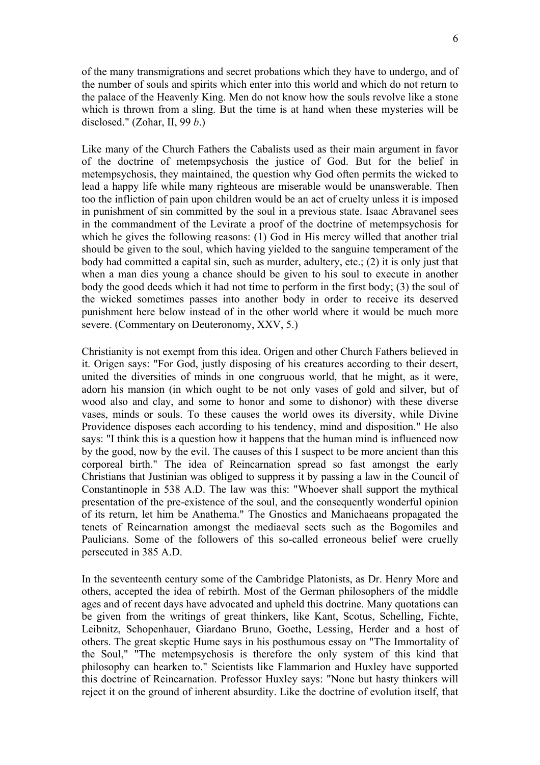of the many transmigrations and secret probations which they have to undergo, and of the number of souls and spirits which enter into this world and which do not return to the palace of the Heavenly King. Men do not know how the souls revolve like a stone which is thrown from a sling. But the time is at hand when these mysteries will be disclosed." (Zohar, II, 99 *b*.)

Like many of the Church Fathers the Cabalists used as their main argument in favor of the doctrine of metempsychosis the justice of God. But for the belief in metempsychosis, they maintained, the question why God often permits the wicked to lead a happy life while many righteous are miserable would be unanswerable. Then too the infliction of pain upon children would be an act of cruelty unless it is imposed in punishment of sin committed by the soul in a previous state. Isaac Abravanel sees in the commandment of the Levirate a proof of the doctrine of metempsychosis for which he gives the following reasons: (1) God in His mercy willed that another trial should be given to the soul, which having yielded to the sanguine temperament of the body had committed a capital sin, such as murder, adultery, etc.; (2) it is only just that when a man dies young a chance should be given to his soul to execute in another body the good deeds which it had not time to perform in the first body; (3) the soul of the wicked sometimes passes into another body in order to receive its deserved punishment here below instead of in the other world where it would be much more severe. (Commentary on Deuteronomy, XXV, 5.)

Christianity is not exempt from this idea. Origen and other Church Fathers believed in it. Origen says: "For God, justly disposing of his creatures according to their desert, united the diversities of minds in one congruous world, that he might, as it were, adorn his mansion (in which ought to be not only vases of gold and silver, but of wood also and clay, and some to honor and some to dishonor) with these diverse vases, minds or souls. To these causes the world owes its diversity, while Divine Providence disposes each according to his tendency, mind and disposition." He also says: "I think this is a question how it happens that the human mind is influenced now by the good, now by the evil. The causes of this I suspect to be more ancient than this corporeal birth." The idea of Reincarnation spread so fast amongst the early Christians that Justinian was obliged to suppress it by passing a law in the Council of Constantinople in 538 A.D. The law was this: "Whoever shall support the mythical presentation of the pre-existence of the soul, and the consequently wonderful opinion of its return, let him be Anathema." The Gnostics and Manichaeans propagated the tenets of Reincarnation amongst the mediaeval sects such as the Bogomiles and Paulicians. Some of the followers of this so-called erroneous belief were cruelly persecuted in 385 A.D.

In the seventeenth century some of the Cambridge Platonists, as Dr. Henry More and others, accepted the idea of rebirth. Most of the German philosophers of the middle ages and of recent days have advocated and upheld this doctrine. Many quotations can be given from the writings of great thinkers, like Kant, Scotus, Schelling, Fichte, Leibnitz, Schopenhauer, Giardano Bruno, Goethe, Lessing, Herder and a host of others. The great skeptic Hume says in his posthumous essay on "The Immortality of the Soul," "The metempsychosis is therefore the only system of this kind that philosophy can hearken to." Scientists like Flammarion and Huxley have supported this doctrine of Reincarnation. Professor Huxley says: "None but hasty thinkers will reject it on the ground of inherent absurdity. Like the doctrine of evolution itself, that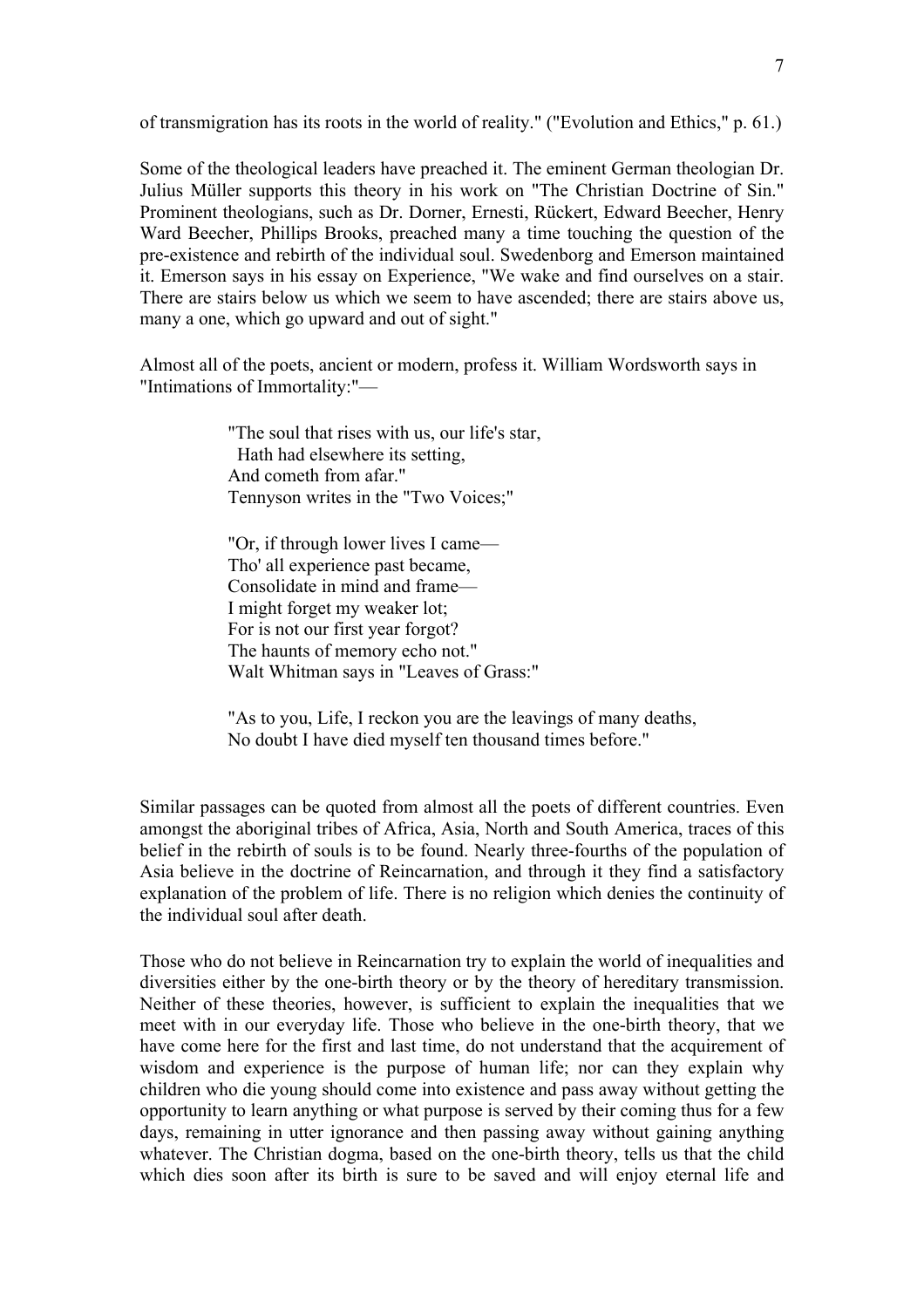of transmigration has its roots in the world of reality." ("Evolution and Ethics," p. 61.)

Some of the theological leaders have preached it. The eminent German theologian Dr. Julius Müller supports this theory in his work on "The Christian Doctrine of Sin." Prominent theologians, such as Dr. Dorner, Ernesti, Rückert, Edward Beecher, Henry Ward Beecher, Phillips Brooks, preached many a time touching the question of the pre-existence and rebirth of the individual soul. Swedenborg and Emerson maintained it. Emerson says in his essay on Experience, "We wake and find ourselves on a stair. There are stairs below us which we seem to have ascended; there are stairs above us, many a one, which go upward and out of sight."

Almost all of the poets, ancient or modern, profess it. William Wordsworth says in "Intimations of Immortality:"—

> "The soul that rises with us, our life's star,
>   Hath had elsewhere its setting,
> And cometh from afar."
> Tennyson writes in the "Two Voices;"
>
> "Or, if through lower lives I came—
> Tho' all experience past became,
> Consolidate in mind and frame—
> I might forget my weaker lot;
> For is not our first year forgot?
> The haunts of memory echo not."
> Walt Whitman says in "Leaves of Grass:"
>
> "As to you, Life, I reckon you are the leavings of many deaths,
> No doubt I have died myself ten thousand times before."

Similar passages can be quoted from almost all the poets of different countries. Even amongst the aboriginal tribes of Africa, Asia, North and South America, traces of this belief in the rebirth of souls is to be found. Nearly three-fourths of the population of Asia believe in the doctrine of Reincarnation, and through it they find a satisfactory explanation of the problem of life. There is no religion which denies the continuity of the individual soul after death.

Those who do not believe in Reincarnation try to explain the world of inequalities and diversities either by the one-birth theory or by the theory of hereditary transmission. Neither of these theories, however, is sufficient to explain the inequalities that we meet with in our everyday life. Those who believe in the one-birth theory, that we have come here for the first and last time, do not understand that the acquirement of wisdom and experience is the purpose of human life; nor can they explain why children who die young should come into existence and pass away without getting the opportunity to learn anything or what purpose is served by their coming thus for a few days, remaining in utter ignorance and then passing away without gaining anything whatever. The Christian dogma, based on the one-birth theory, tells us that the child which dies soon after its birth is sure to be saved and will enjoy eternal life and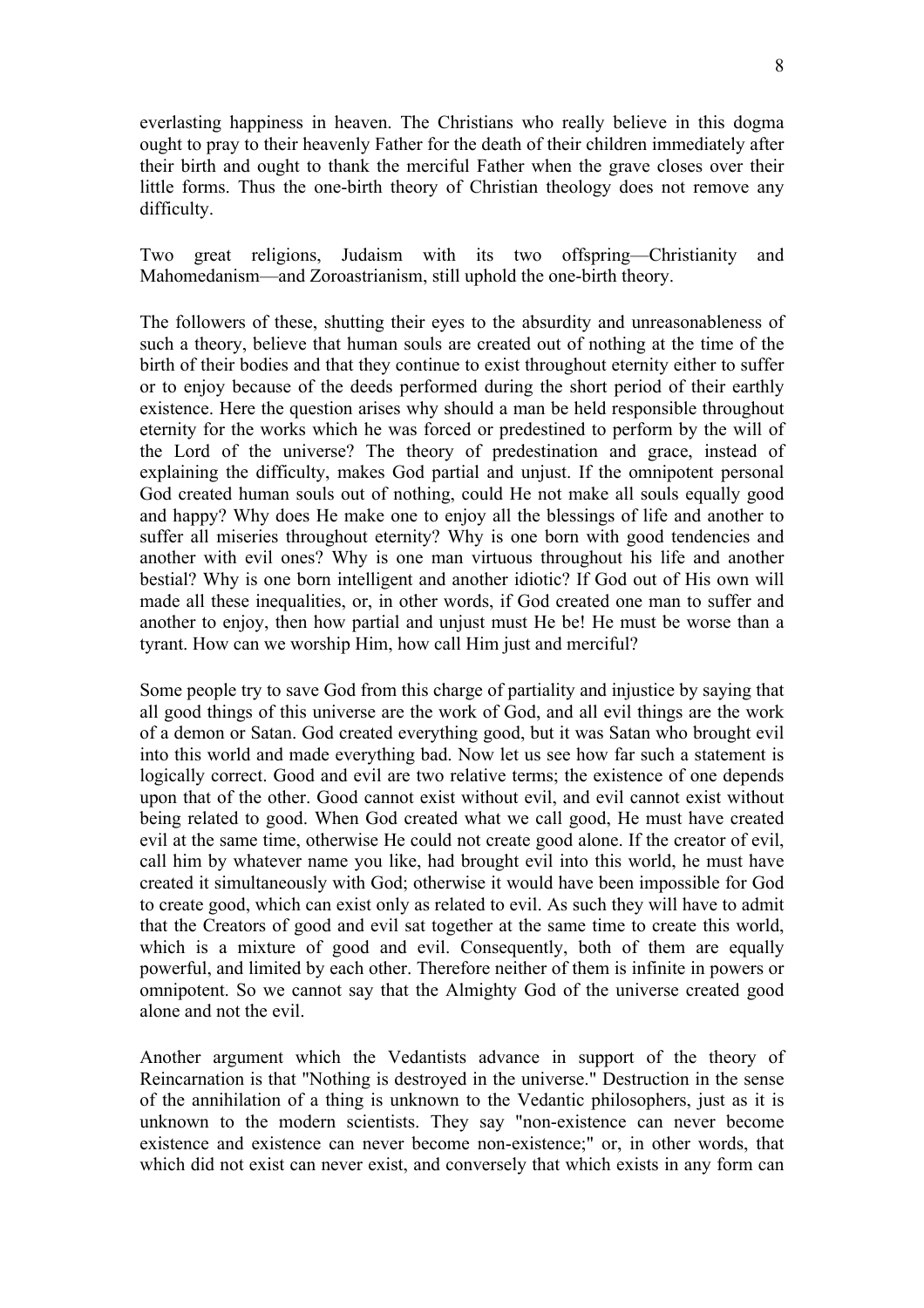everlasting happiness in heaven. The Christians who really believe in this dogma ought to pray to their heavenly Father for the death of their children immediately after their birth and ought to thank the merciful Father when the grave closes over their little forms. Thus the one-birth theory of Christian theology does not remove any difficulty.

Two great religions, Judaism with its two offspring—Christianity and Mahomedanism—and Zoroastrianism, still uphold the one-birth theory.

The followers of these, shutting their eyes to the absurdity and unreasonableness of such a theory, believe that human souls are created out of nothing at the time of the birth of their bodies and that they continue to exist throughout eternity either to suffer or to enjoy because of the deeds performed during the short period of their earthly existence. Here the question arises why should a man be held responsible throughout eternity for the works which he was forced or predestined to perform by the will of the Lord of the universe? The theory of predestination and grace, instead of explaining the difficulty, makes God partial and unjust. If the omnipotent personal God created human souls out of nothing, could He not make all souls equally good and happy? Why does He make one to enjoy all the blessings of life and another to suffer all miseries throughout eternity? Why is one born with good tendencies and another with evil ones? Why is one man virtuous throughout his life and another bestial? Why is one born intelligent and another idiotic? If God out of His own will made all these inequalities, or, in other words, if God created one man to suffer and another to enjoy, then how partial and unjust must He be! He must be worse than a tyrant. How can we worship Him, how call Him just and merciful?

Some people try to save God from this charge of partiality and injustice by saying that all good things of this universe are the work of God, and all evil things are the work of a demon or Satan. God created everything good, but it was Satan who brought evil into this world and made everything bad. Now let us see how far such a statement is logically correct. Good and evil are two relative terms; the existence of one depends upon that of the other. Good cannot exist without evil, and evil cannot exist without being related to good. When God created what we call good, He must have created evil at the same time, otherwise He could not create good alone. If the creator of evil, call him by whatever name you like, had brought evil into this world, he must have created it simultaneously with God; otherwise it would have been impossible for God to create good, which can exist only as related to evil. As such they will have to admit that the Creators of good and evil sat together at the same time to create this world, which is a mixture of good and evil. Consequently, both of them are equally powerful, and limited by each other. Therefore neither of them is infinite in powers or omnipotent. So we cannot say that the Almighty God of the universe created good alone and not the evil.

Another argument which the Vedantists advance in support of the theory of Reincarnation is that "Nothing is destroyed in the universe." Destruction in the sense of the annihilation of a thing is unknown to the Vedantic philosophers, just as it is unknown to the modern scientists. They say "non-existence can never become existence and existence can never become non-existence;" or, in other words, that which did not exist can never exist, and conversely that which exists in any form can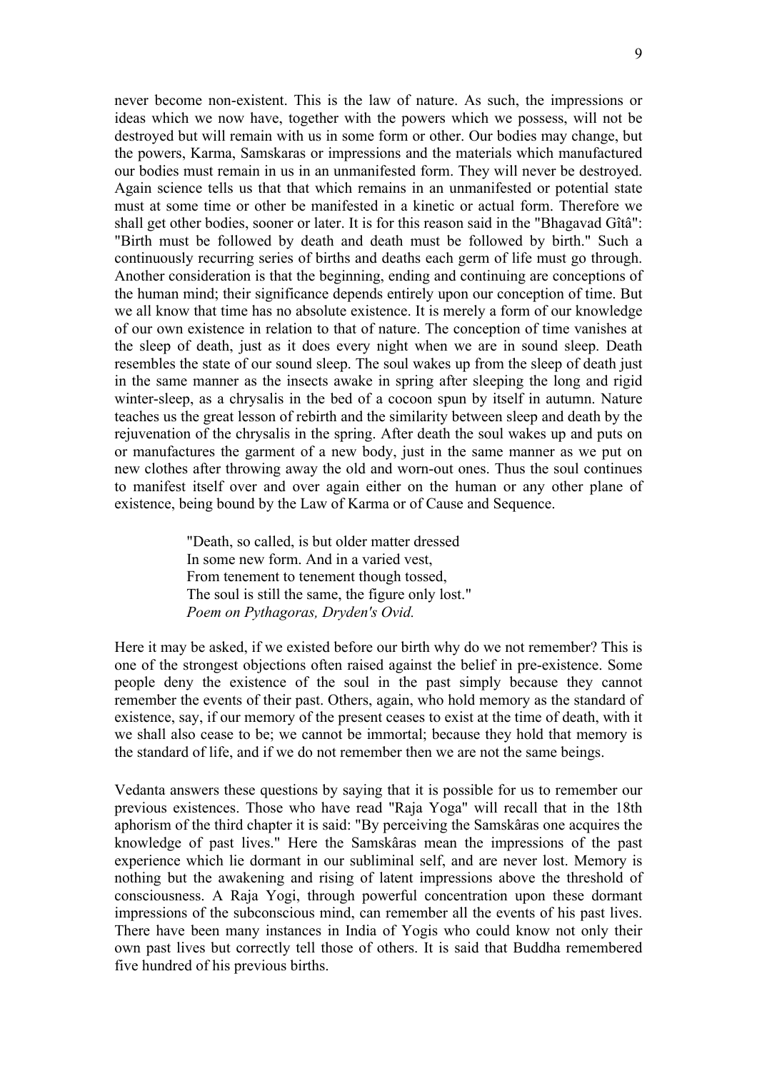never become non-existent. This is the law of nature. As such, the impressions or ideas which we now have, together with the powers which we possess, will not be destroyed but will remain with us in some form or other. Our bodies may change, but the powers, Karma, Samskaras or impressions and the materials which manufactured our bodies must remain in us in an unmanifested form. They will never be destroyed. Again science tells us that that which remains in an unmanifested or potential state must at some time or other be manifested in a kinetic or actual form. Therefore we shall get other bodies, sooner or later. It is for this reason said in the "Bhagavad Gîtâ": "Birth must be followed by death and death must be followed by birth." Such a continuously recurring series of births and deaths each germ of life must go through. Another consideration is that the beginning, ending and continuing are conceptions of the human mind; their significance depends entirely upon our conception of time. But we all know that time has no absolute existence. It is merely a form of our knowledge of our own existence in relation to that of nature. The conception of time vanishes at the sleep of death, just as it does every night when we are in sound sleep. Death resembles the state of our sound sleep. The soul wakes up from the sleep of death just in the same manner as the insects awake in spring after sleeping the long and rigid winter-sleep, as a chrysalis in the bed of a cocoon spun by itself in autumn. Nature teaches us the great lesson of rebirth and the similarity between sleep and death by the rejuvenation of the chrysalis in the spring. After death the soul wakes up and puts on or manufactures the garment of a new body, just in the same manner as we put on new clothes after throwing away the old and worn-out ones. Thus the soul continues to manifest itself over and over again either on the human or any other plane of existence, being bound by the Law of Karma or of Cause and Sequence.

> "Death, so called, is but older matter dressed
> In some new form. And in a varied vest,
> From tenement to tenement though tossed,
> The soul is still the same, the figure only lost."
> *Poem on Pythagoras, Dryden's Ovid.*

Here it may be asked, if we existed before our birth why do we not remember? This is one of the strongest objections often raised against the belief in pre-existence. Some people deny the existence of the soul in the past simply because they cannot remember the events of their past. Others, again, who hold memory as the standard of existence, say, if our memory of the present ceases to exist at the time of death, with it we shall also cease to be; we cannot be immortal; because they hold that memory is the standard of life, and if we do not remember then we are not the same beings.

Vedanta answers these questions by saying that it is possible for us to remember our previous existences. Those who have read "Raja Yoga" will recall that in the 18th aphorism of the third chapter it is said: "By perceiving the Samskâras one acquires the knowledge of past lives." Here the Samskâras mean the impressions of the past experience which lie dormant in our subliminal self, and are never lost. Memory is nothing but the awakening and rising of latent impressions above the threshold of consciousness. A Raja Yogi, through powerful concentration upon these dormant impressions of the subconscious mind, can remember all the events of his past lives. There have been many instances in India of Yogis who could know not only their own past lives but correctly tell those of others. It is said that Buddha remembered five hundred of his previous births.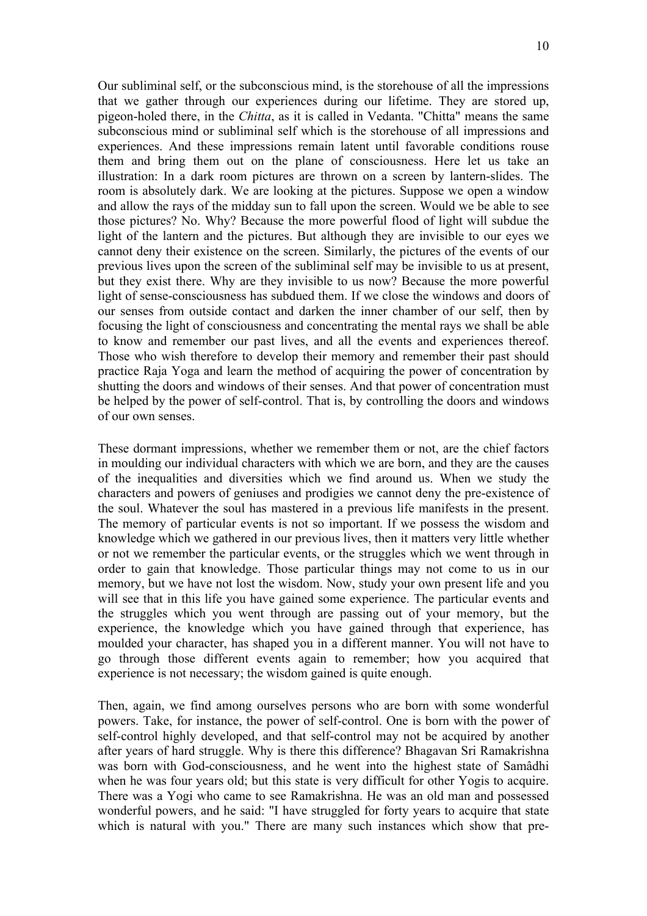Our subliminal self, or the subconscious mind, is the storehouse of all the impressions that we gather through our experiences during our lifetime. They are stored up, pigeon-holed there, in the *Chitta*, as it is called in Vedanta. "Chitta" means the same subconscious mind or subliminal self which is the storehouse of all impressions and experiences. And these impressions remain latent until favorable conditions rouse them and bring them out on the plane of consciousness. Here let us take an illustration: In a dark room pictures are thrown on a screen by lantern-slides. The room is absolutely dark. We are looking at the pictures. Suppose we open a window and allow the rays of the midday sun to fall upon the screen. Would we be able to see those pictures? No. Why? Because the more powerful flood of light will subdue the light of the lantern and the pictures. But although they are invisible to our eyes we cannot deny their existence on the screen. Similarly, the pictures of the events of our previous lives upon the screen of the subliminal self may be invisible to us at present, but they exist there. Why are they invisible to us now? Because the more powerful light of sense-consciousness has subdued them. If we close the windows and doors of our senses from outside contact and darken the inner chamber of our self, then by focusing the light of consciousness and concentrating the mental rays we shall be able to know and remember our past lives, and all the events and experiences thereof. Those who wish therefore to develop their memory and remember their past should practice Raja Yoga and learn the method of acquiring the power of concentration by shutting the doors and windows of their senses. And that power of concentration must be helped by the power of self-control. That is, by controlling the doors and windows of our own senses.

These dormant impressions, whether we remember them or not, are the chief factors in moulding our individual characters with which we are born, and they are the causes of the inequalities and diversities which we find around us. When we study the characters and powers of geniuses and prodigies we cannot deny the pre-existence of the soul. Whatever the soul has mastered in a previous life manifests in the present. The memory of particular events is not so important. If we possess the wisdom and knowledge which we gathered in our previous lives, then it matters very little whether or not we remember the particular events, or the struggles which we went through in order to gain that knowledge. Those particular things may not come to us in our memory, but we have not lost the wisdom. Now, study your own present life and you will see that in this life you have gained some experience. The particular events and the struggles which you went through are passing out of your memory, but the experience, the knowledge which you have gained through that experience, has moulded your character, has shaped you in a different manner. You will not have to go through those different events again to remember; how you acquired that experience is not necessary; the wisdom gained is quite enough.

Then, again, we find among ourselves persons who are born with some wonderful powers. Take, for instance, the power of self-control. One is born with the power of self-control highly developed, and that self-control may not be acquired by another after years of hard struggle. Why is there this difference? Bhagavan Sri Ramakrishna was born with God-consciousness, and he went into the highest state of Samâdhi when he was four years old; but this state is very difficult for other Yogis to acquire. There was a Yogi who came to see Ramakrishna. He was an old man and possessed wonderful powers, and he said: "I have struggled for forty years to acquire that state which is natural with you." There are many such instances which show that pre-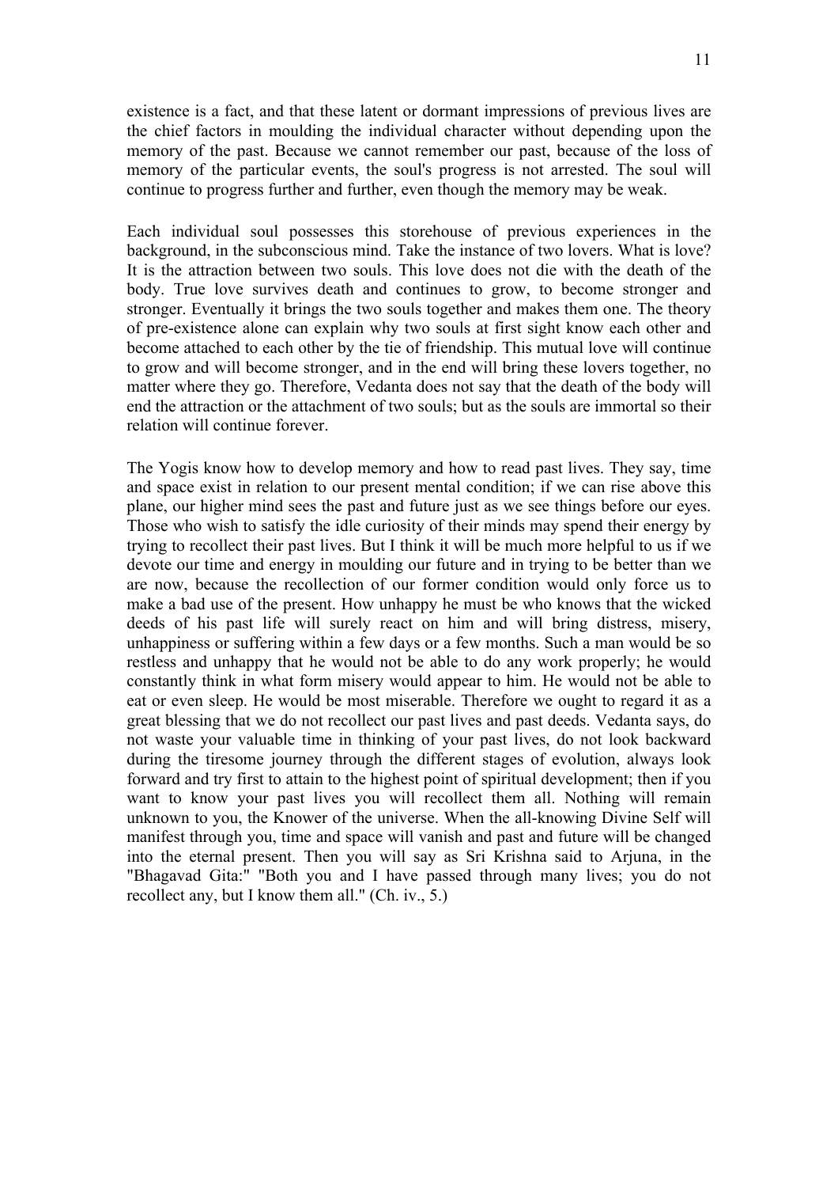existence is a fact, and that these latent or dormant impressions of previous lives are the chief factors in moulding the individual character without depending upon the memory of the past. Because we cannot remember our past, because of the loss of memory of the particular events, the soul's progress is not arrested. The soul will continue to progress further and further, even though the memory may be weak.

Each individual soul possesses this storehouse of previous experiences in the background, in the subconscious mind. Take the instance of two lovers. What is love? It is the attraction between two souls. This love does not die with the death of the body. True love survives death and continues to grow, to become stronger and stronger. Eventually it brings the two souls together and makes them one. The theory of pre-existence alone can explain why two souls at first sight know each other and become attached to each other by the tie of friendship. This mutual love will continue to grow and will become stronger, and in the end will bring these lovers together, no matter where they go. Therefore, Vedanta does not say that the death of the body will end the attraction or the attachment of two souls; but as the souls are immortal so their relation will continue forever.

The Yogis know how to develop memory and how to read past lives. They say, time and space exist in relation to our present mental condition; if we can rise above this plane, our higher mind sees the past and future just as we see things before our eyes. Those who wish to satisfy the idle curiosity of their minds may spend their energy by trying to recollect their past lives. But I think it will be much more helpful to us if we devote our time and energy in moulding our future and in trying to be better than we are now, because the recollection of our former condition would only force us to make a bad use of the present. How unhappy he must be who knows that the wicked deeds of his past life will surely react on him and will bring distress, misery, unhappiness or suffering within a few days or a few months. Such a man would be so restless and unhappy that he would not be able to do any work properly; he would constantly think in what form misery would appear to him. He would not be able to eat or even sleep. He would be most miserable. Therefore we ought to regard it as a great blessing that we do not recollect our past lives and past deeds. Vedanta says, do not waste your valuable time in thinking of your past lives, do not look backward during the tiresome journey through the different stages of evolution, always look forward and try first to attain to the highest point of spiritual development; then if you want to know your past lives you will recollect them all. Nothing will remain unknown to you, the Knower of the universe. When the all-knowing Divine Self will manifest through you, time and space will vanish and past and future will be changed into the eternal present. Then you will say as Sri Krishna said to Arjuna, in the "Bhagavad Gita:" "Both you and I have passed through many lives; you do not recollect any, but I know them all." (Ch. iv., 5.)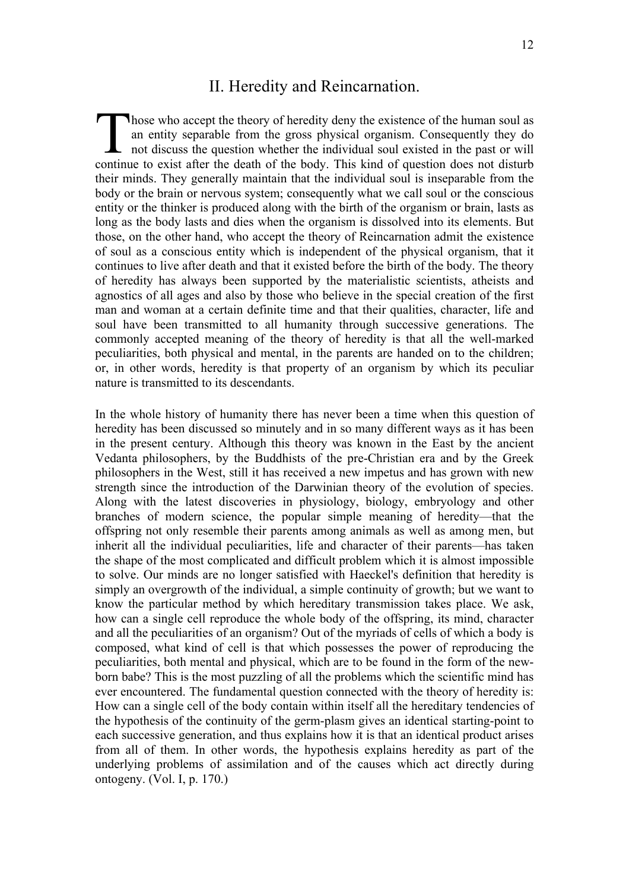## II. Heredity and Reincarnation.

Those who accept the theory of heredity deny the existence of the human soul as an entity separable from the gross physical organism. Consequently they do not discuss the question whether the individual soul existed in the past or will continue to exist after the death of the body. This kind of question does not disturb their minds. They generally maintain that the individual soul is inseparable from the body or the brain or nervous system; consequently what we call soul or the conscious entity or the thinker is produced along with the birth of the organism or brain, lasts as long as the body lasts and dies when the organism is dissolved into its elements. But those, on the other hand, who accept the theory of Reincarnation admit the existence of soul as a conscious entity which is independent of the physical organism, that it continues to live after death and that it existed before the birth of the body. The theory of heredity has always been supported by the materialistic scientists, atheists and agnostics of all ages and also by those who believe in the special creation of the first man and woman at a certain definite time and that their qualities, character, life and soul have been transmitted to all humanity through successive generations. The commonly accepted meaning of the theory of heredity is that all the well-marked peculiarities, both physical and mental, in the parents are handed on to the children; or, in other words, heredity is that property of an organism by which its peculiar nature is transmitted to its descendants.

In the whole history of humanity there has never been a time when this question of heredity has been discussed so minutely and in so many different ways as it has been in the present century. Although this theory was known in the East by the ancient Vedanta philosophers, by the Buddhists of the pre-Christian era and by the Greek philosophers in the West, still it has received a new impetus and has grown with new strength since the introduction of the Darwinian theory of the evolution of species. Along with the latest discoveries in physiology, biology, embryology and other branches of modern science, the popular simple meaning of heredity—that the offspring not only resemble their parents among animals as well as among men, but inherit all the individual peculiarities, life and character of their parents—has taken the shape of the most complicated and difficult problem which it is almost impossible to solve. Our minds are no longer satisfied with Haeckel's definition that heredity is simply an overgrowth of the individual, a simple continuity of growth; but we want to know the particular method by which hereditary transmission takes place. We ask, how can a single cell reproduce the whole body of the offspring, its mind, character and all the peculiarities of an organism? Out of the myriads of cells of which a body is composed, what kind of cell is that which possesses the power of reproducing the peculiarities, both mental and physical, which are to be found in the form of the new-born babe? This is the most puzzling of all the problems which the scientific mind has ever encountered. The fundamental question connected with the theory of heredity is: How can a single cell of the body contain within itself all the hereditary tendencies of the hypothesis of the continuity of the germ-plasm gives an identical starting-point to each successive generation, and thus explains how it is that an identical product arises from all of them. In other words, the hypothesis explains heredity as part of the underlying problems of assimilation and of the causes which act directly during ontogeny. (Vol. I, p. 170.)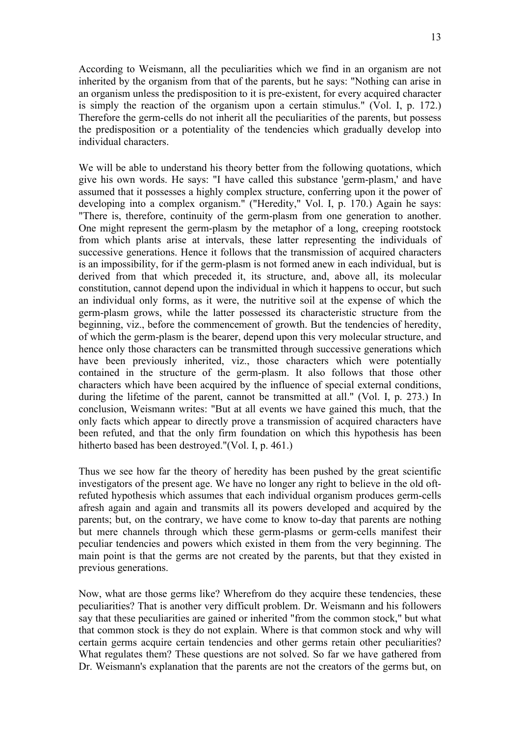According to Weismann, all the peculiarities which we find in an organism are not inherited by the organism from that of the parents, but he says: "Nothing can arise in an organism unless the predisposition to it is pre-existent, for every acquired character is simply the reaction of the organism upon a certain stimulus." (Vol. I, p. 172.) Therefore the germ-cells do not inherit all the peculiarities of the parents, but possess the predisposition or a potentiality of the tendencies which gradually develop into individual characters.

We will be able to understand his theory better from the following quotations, which give his own words. He says: "I have called this substance 'germ-plasm,' and have assumed that it possesses a highly complex structure, conferring upon it the power of developing into a complex organism." ("Heredity," Vol. I, p. 170.) Again he says: "There is, therefore, continuity of the germ-plasm from one generation to another. One might represent the germ-plasm by the metaphor of a long, creeping rootstock from which plants arise at intervals, these latter representing the individuals of successive generations. Hence it follows that the transmission of acquired characters is an impossibility, for if the germ-plasm is not formed anew in each individual, but is derived from that which preceded it, its structure, and, above all, its molecular constitution, cannot depend upon the individual in which it happens to occur, but such an individual only forms, as it were, the nutritive soil at the expense of which the germ-plasm grows, while the latter possessed its characteristic structure from the beginning, viz., before the commencement of growth. But the tendencies of heredity, of which the germ-plasm is the bearer, depend upon this very molecular structure, and hence only those characters can be transmitted through successive generations which have been previously inherited, viz., those characters which were potentially contained in the structure of the germ-plasm. It also follows that those other characters which have been acquired by the influence of special external conditions, during the lifetime of the parent, cannot be transmitted at all." (Vol. I, p. 273.) In conclusion, Weismann writes: "But at all events we have gained this much, that the only facts which appear to directly prove a transmission of acquired characters have been refuted, and that the only firm foundation on which this hypothesis has been hitherto based has been destroyed."(Vol. I, p. 461.)

Thus we see how far the theory of heredity has been pushed by the great scientific investigators of the present age. We have no longer any right to believe in the old oft-refuted hypothesis which assumes that each individual organism produces germ-cells afresh again and again and transmits all its powers developed and acquired by the parents; but, on the contrary, we have come to know to-day that parents are nothing but mere channels through which these germ-plasms or germ-cells manifest their peculiar tendencies and powers which existed in them from the very beginning. The main point is that the germs are not created by the parents, but that they existed in previous generations.

Now, what are those germs like? Wherefrom do they acquire these tendencies, these peculiarities? That is another very difficult problem. Dr. Weismann and his followers say that these peculiarities are gained or inherited "from the common stock," but what that common stock is they do not explain. Where is that common stock and why will certain germs acquire certain tendencies and other germs retain other peculiarities? What regulates them? These questions are not solved. So far we have gathered from Dr. Weismann's explanation that the parents are not the creators of the germs but, on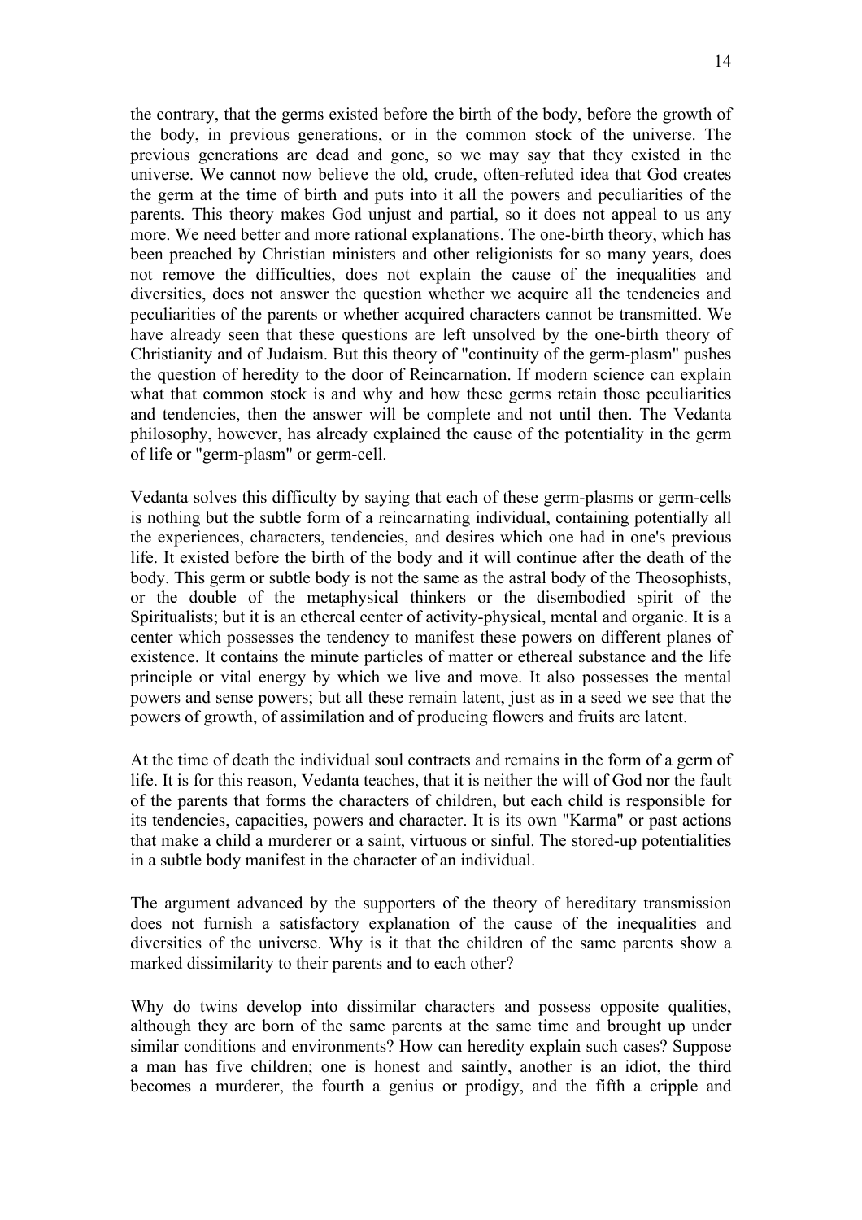the contrary, that the germs existed before the birth of the body, before the growth of the body, in previous generations, or in the common stock of the universe. The previous generations are dead and gone, so we may say that they existed in the universe. We cannot now believe the old, crude, often-refuted idea that God creates the germ at the time of birth and puts into it all the powers and peculiarities of the parents. This theory makes God unjust and partial, so it does not appeal to us any more. We need better and more rational explanations. The one-birth theory, which has been preached by Christian ministers and other religionists for so many years, does not remove the difficulties, does not explain the cause of the inequalities and diversities, does not answer the question whether we acquire all the tendencies and peculiarities of the parents or whether acquired characters cannot be transmitted. We have already seen that these questions are left unsolved by the one-birth theory of Christianity and of Judaism. But this theory of "continuity of the germ-plasm" pushes the question of heredity to the door of Reincarnation. If modern science can explain what that common stock is and why and how these germs retain those peculiarities and tendencies, then the answer will be complete and not until then. The Vedanta philosophy, however, has already explained the cause of the potentiality in the germ of life or "germ-plasm" or germ-cell.

Vedanta solves this difficulty by saying that each of these germ-plasms or germ-cells is nothing but the subtle form of a reincarnating individual, containing potentially all the experiences, characters, tendencies, and desires which one had in one's previous life. It existed before the birth of the body and it will continue after the death of the body. This germ or subtle body is not the same as the astral body of the Theosophists, or the double of the metaphysical thinkers or the disembodied spirit of the Spiritualists; but it is an ethereal center of activity-physical, mental and organic. It is a center which possesses the tendency to manifest these powers on different planes of existence. It contains the minute particles of matter or ethereal substance and the life principle or vital energy by which we live and move. It also possesses the mental powers and sense powers; but all these remain latent, just as in a seed we see that the powers of growth, of assimilation and of producing flowers and fruits are latent.

At the time of death the individual soul contracts and remains in the form of a germ of life. It is for this reason, Vedanta teaches, that it is neither the will of God nor the fault of the parents that forms the characters of children, but each child is responsible for its tendencies, capacities, powers and character. It is its own "Karma" or past actions that make a child a murderer or a saint, virtuous or sinful. The stored-up potentialities in a subtle body manifest in the character of an individual.

The argument advanced by the supporters of the theory of hereditary transmission does not furnish a satisfactory explanation of the cause of the inequalities and diversities of the universe. Why is it that the children of the same parents show a marked dissimilarity to their parents and to each other?

Why do twins develop into dissimilar characters and possess opposite qualities, although they are born of the same parents at the same time and brought up under similar conditions and environments? How can heredity explain such cases? Suppose a man has five children; one is honest and saintly, another is an idiot, the third becomes a murderer, the fourth a genius or prodigy, and the fifth a cripple and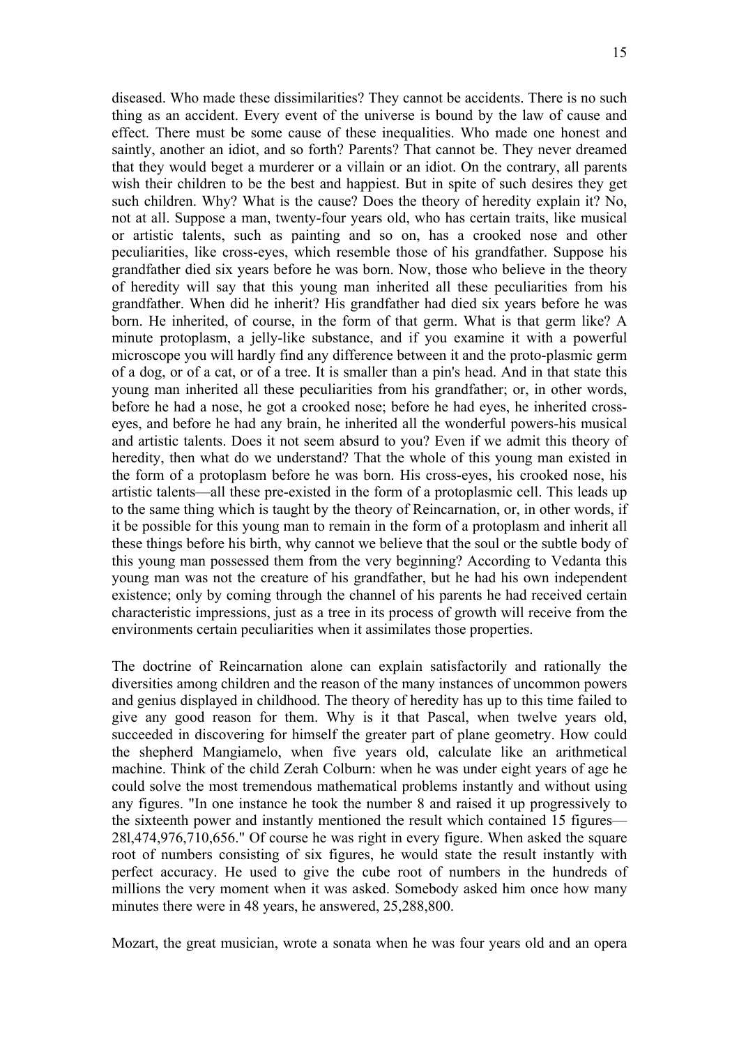diseased. Who made these dissimilarities? They cannot be accidents. There is no such thing as an accident. Every event of the universe is bound by the law of cause and effect. There must be some cause of these inequalities. Who made one honest and saintly, another an idiot, and so forth? Parents? That cannot be. They never dreamed that they would beget a murderer or a villain or an idiot. On the contrary, all parents wish their children to be the best and happiest. But in spite of such desires they get such children. Why? What is the cause? Does the theory of heredity explain it? No, not at all. Suppose a man, twenty-four years old, who has certain traits, like musical or artistic talents, such as painting and so on, has a crooked nose and other peculiarities, like cross-eyes, which resemble those of his grandfather. Suppose his grandfather died six years before he was born. Now, those who believe in the theory of heredity will say that this young man inherited all these peculiarities from his grandfather. When did he inherit? His grandfather had died six years before he was born. He inherited, of course, in the form of that germ. What is that germ like? A minute protoplasm, a jelly-like substance, and if you examine it with a powerful microscope you will hardly find any difference between it and the proto-plasmic germ of a dog, or of a cat, or of a tree. It is smaller than a pin's head. And in that state this young man inherited all these peculiarities from his grandfather; or, in other words, before he had a nose, he got a crooked nose; before he had eyes, he inherited cross-eyes, and before he had any brain, he inherited all the wonderful powers-his musical and artistic talents. Does it not seem absurd to you? Even if we admit this theory of heredity, then what do we understand? That the whole of this young man existed in the form of a protoplasm before he was born. His cross-eyes, his crooked nose, his artistic talents—all these pre-existed in the form of a protoplasmic cell. This leads up to the same thing which is taught by the theory of Reincarnation, or, in other words, if it be possible for this young man to remain in the form of a protoplasm and inherit all these things before his birth, why cannot we believe that the soul or the subtle body of this young man possessed them from the very beginning? According to Vedanta this young man was not the creature of his grandfather, but he had his own independent existence; only by coming through the channel of his parents he had received certain characteristic impressions, just as a tree in its process of growth will receive from the environments certain peculiarities when it assimilates those properties.

The doctrine of Reincarnation alone can explain satisfactorily and rationally the diversities among children and the reason of the many instances of uncommon powers and genius displayed in childhood. The theory of heredity has up to this time failed to give any good reason for them. Why is it that Pascal, when twelve years old, succeeded in discovering for himself the greater part of plane geometry. How could the shepherd Mangiamelo, when five years old, calculate like an arithmetical machine. Think of the child Zerah Colburn: when he was under eight years of age he could solve the most tremendous mathematical problems instantly and without using any figures. "In one instance he took the number 8 and raised it up progressively to the sixteenth power and instantly mentioned the result which contained 15 figures—28l,474,976,710,656." Of course he was right in every figure. When asked the square root of numbers consisting of six figures, he would state the result instantly with perfect accuracy. He used to give the cube root of numbers in the hundreds of millions the very moment when it was asked. Somebody asked him once how many minutes there were in 48 years, he answered, 25,288,800.

Mozart, the great musician, wrote a sonata when he was four years old and an opera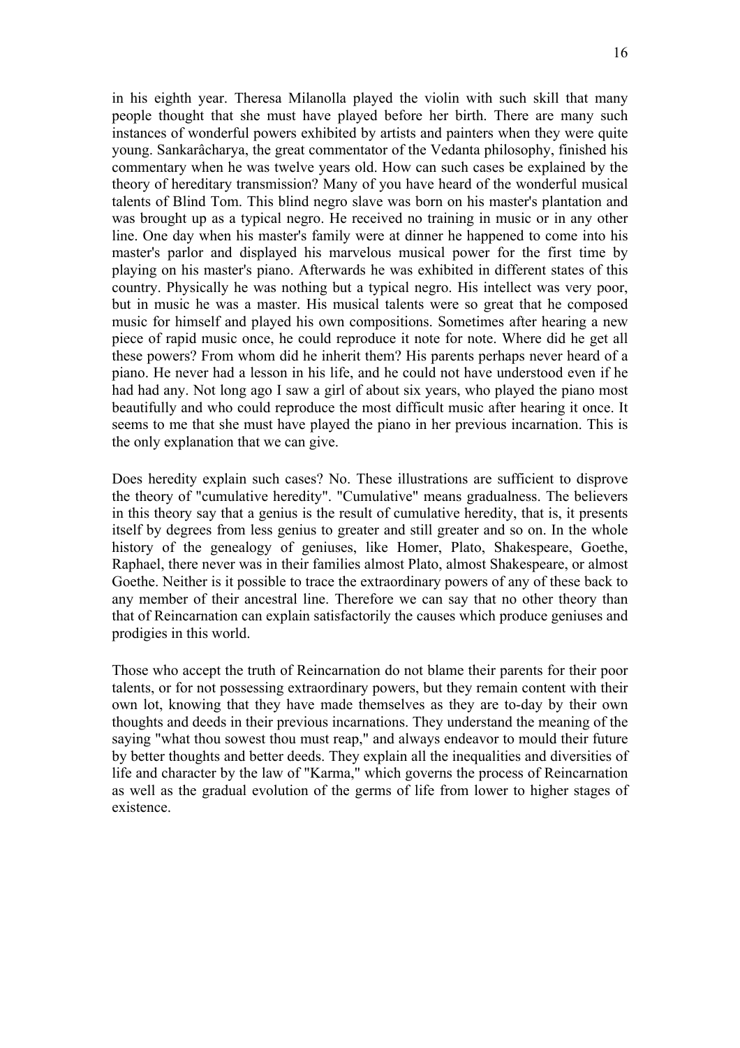in his eighth year. Theresa Milanolla played the violin with such skill that many people thought that she must have played before her birth. There are many such instances of wonderful powers exhibited by artists and painters when they were quite young. Sankarâcharya, the great commentator of the Vedanta philosophy, finished his commentary when he was twelve years old. How can such cases be explained by the theory of hereditary transmission? Many of you have heard of the wonderful musical talents of Blind Tom. This blind negro slave was born on his master's plantation and was brought up as a typical negro. He received no training in music or in any other line. One day when his master's family were at dinner he happened to come into his master's parlor and displayed his marvelous musical power for the first time by playing on his master's piano. Afterwards he was exhibited in different states of this country. Physically he was nothing but a typical negro. His intellect was very poor, but in music he was a master. His musical talents were so great that he composed music for himself and played his own compositions. Sometimes after hearing a new piece of rapid music once, he could reproduce it note for note. Where did he get all these powers? From whom did he inherit them? His parents perhaps never heard of a piano. He never had a lesson in his life, and he could not have understood even if he had had any. Not long ago I saw a girl of about six years, who played the piano most beautifully and who could reproduce the most difficult music after hearing it once. It seems to me that she must have played the piano in her previous incarnation. This is the only explanation that we can give.

Does heredity explain such cases? No. These illustrations are sufficient to disprove the theory of "cumulative heredity". "Cumulative" means gradualness. The believers in this theory say that a genius is the result of cumulative heredity, that is, it presents itself by degrees from less genius to greater and still greater and so on. In the whole history of the genealogy of geniuses, like Homer, Plato, Shakespeare, Goethe, Raphael, there never was in their families almost Plato, almost Shakespeare, or almost Goethe. Neither is it possible to trace the extraordinary powers of any of these back to any member of their ancestral line. Therefore we can say that no other theory than that of Reincarnation can explain satisfactorily the causes which produce geniuses and prodigies in this world.

Those who accept the truth of Reincarnation do not blame their parents for their poor talents, or for not possessing extraordinary powers, but they remain content with their own lot, knowing that they have made themselves as they are to-day by their own thoughts and deeds in their previous incarnations. They understand the meaning of the saying "what thou sowest thou must reap," and always endeavor to mould their future by better thoughts and better deeds. They explain all the inequalities and diversities of life and character by the law of "Karma," which governs the process of Reincarnation as well as the gradual evolution of the germs of life from lower to higher stages of existence.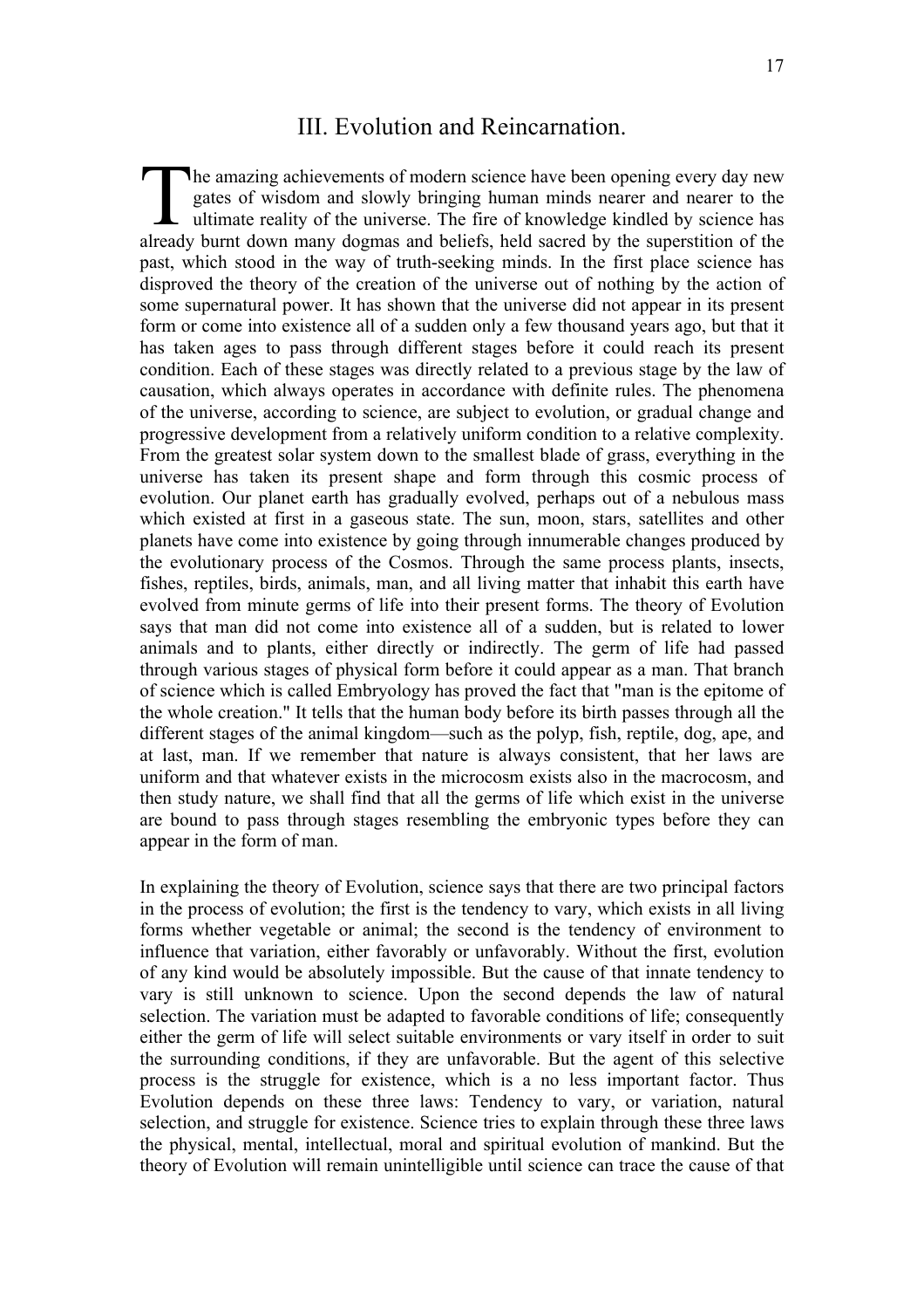## III. Evolution and Reincarnation.

The amazing achievements of modern science have been opening every day new gates of wisdom and slowly bringing human minds nearer and nearer to the ultimate reality of the universe. The fire of knowledge kindled by science has already burnt down many dogmas and beliefs, held sacred by the superstition of the past, which stood in the way of truth-seeking minds. In the first place science has disproved the theory of the creation of the universe out of nothing by the action of some supernatural power. It has shown that the universe did not appear in its present form or come into existence all of a sudden only a few thousand years ago, but that it has taken ages to pass through different stages before it could reach its present condition. Each of these stages was directly related to a previous stage by the law of causation, which always operates in accordance with definite rules. The phenomena of the universe, according to science, are subject to evolution, or gradual change and progressive development from a relatively uniform condition to a relative complexity. From the greatest solar system down to the smallest blade of grass, everything in the universe has taken its present shape and form through this cosmic process of evolution. Our planet earth has gradually evolved, perhaps out of a nebulous mass which existed at first in a gaseous state. The sun, moon, stars, satellites and other planets have come into existence by going through innumerable changes produced by the evolutionary process of the Cosmos. Through the same process plants, insects, fishes, reptiles, birds, animals, man, and all living matter that inhabit this earth have evolved from minute germs of life into their present forms. The theory of Evolution says that man did not come into existence all of a sudden, but is related to lower animals and to plants, either directly or indirectly. The germ of life had passed through various stages of physical form before it could appear as a man. That branch of science which is called Embryology has proved the fact that "man is the epitome of the whole creation." It tells that the human body before its birth passes through all the different stages of the animal kingdom—such as the polyp, fish, reptile, dog, ape, and at last, man. If we remember that nature is always consistent, that her laws are uniform and that whatever exists in the microcosm exists also in the macrocosm, and then study nature, we shall find that all the germs of life which exist in the universe are bound to pass through stages resembling the embryonic types before they can appear in the form of man.

In explaining the theory of Evolution, science says that there are two principal factors in the process of evolution; the first is the tendency to vary, which exists in all living forms whether vegetable or animal; the second is the tendency of environment to influence that variation, either favorably or unfavorably. Without the first, evolution of any kind would be absolutely impossible. But the cause of that innate tendency to vary is still unknown to science. Upon the second depends the law of natural selection. The variation must be adapted to favorable conditions of life; consequently either the germ of life will select suitable environments or vary itself in order to suit the surrounding conditions, if they are unfavorable. But the agent of this selective process is the struggle for existence, which is a no less important factor. Thus Evolution depends on these three laws: Tendency to vary, or variation, natural selection, and struggle for existence. Science tries to explain through these three laws the physical, mental, intellectual, moral and spiritual evolution of mankind. But the theory of Evolution will remain unintelligible until science can trace the cause of that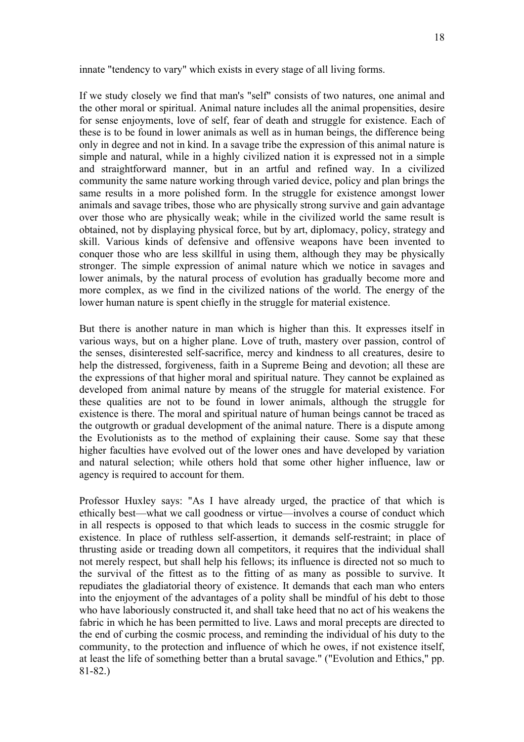innate "tendency to vary" which exists in every stage of all living forms.

If we study closely we find that man's "self" consists of two natures, one animal and the other moral or spiritual. Animal nature includes all the animal propensities, desire for sense enjoyments, love of self, fear of death and struggle for existence. Each of these is to be found in lower animals as well as in human beings, the difference being only in degree and not in kind. In a savage tribe the expression of this animal nature is simple and natural, while in a highly civilized nation it is expressed not in a simple and straightforward manner, but in an artful and refined way. In a civilized community the same nature working through varied device, policy and plan brings the same results in a more polished form. In the struggle for existence amongst lower animals and savage tribes, those who are physically strong survive and gain advantage over those who are physically weak; while in the civilized world the same result is obtained, not by displaying physical force, but by art, diplomacy, policy, strategy and skill. Various kinds of defensive and offensive weapons have been invented to conquer those who are less skillful in using them, although they may be physically stronger. The simple expression of animal nature which we notice in savages and lower animals, by the natural process of evolution has gradually become more and more complex, as we find in the civilized nations of the world. The energy of the lower human nature is spent chiefly in the struggle for material existence.

But there is another nature in man which is higher than this. It expresses itself in various ways, but on a higher plane. Love of truth, mastery over passion, control of the senses, disinterested self-sacrifice, mercy and kindness to all creatures, desire to help the distressed, forgiveness, faith in a Supreme Being and devotion; all these are the expressions of that higher moral and spiritual nature. They cannot be explained as developed from animal nature by means of the struggle for material existence. For these qualities are not to be found in lower animals, although the struggle for existence is there. The moral and spiritual nature of human beings cannot be traced as the outgrowth or gradual development of the animal nature. There is a dispute among the Evolutionists as to the method of explaining their cause. Some say that these higher faculties have evolved out of the lower ones and have developed by variation and natural selection; while others hold that some other higher influence, law or agency is required to account for them.

Professor Huxley says: "As I have already urged, the practice of that which is ethically best—what we call goodness or virtue—involves a course of conduct which in all respects is opposed to that which leads to success in the cosmic struggle for existence. In place of ruthless self-assertion, it demands self-restraint; in place of thrusting aside or treading down all competitors, it requires that the individual shall not merely respect, but shall help his fellows; its influence is directed not so much to the survival of the fittest as to the fitting of as many as possible to survive. It repudiates the gladiatorial theory of existence. It demands that each man who enters into the enjoyment of the advantages of a polity shall be mindful of his debt to those who have laboriously constructed it, and shall take heed that no act of his weakens the fabric in which he has been permitted to live. Laws and moral precepts are directed to the end of curbing the cosmic process, and reminding the individual of his duty to the community, to the protection and influence of which he owes, if not existence itself, at least the life of something better than a brutal savage." ("Evolution and Ethics," pp. 81-82.)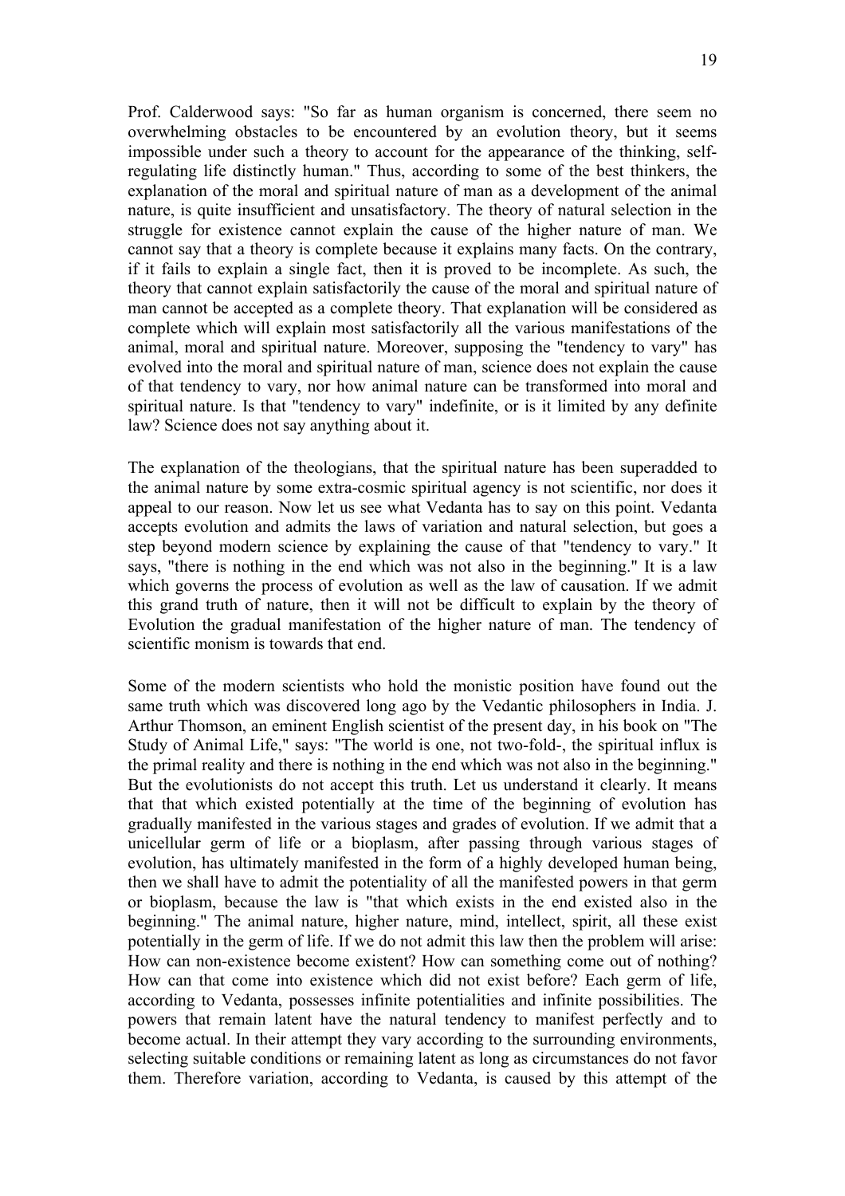Prof. Calderwood says: "So far as human organism is concerned, there seem no overwhelming obstacles to be encountered by an evolution theory, but it seems impossible under such a theory to account for the appearance of the thinking, self-regulating life distinctly human." Thus, according to some of the best thinkers, the explanation of the moral and spiritual nature of man as a development of the animal nature, is quite insufficient and unsatisfactory. The theory of natural selection in the struggle for existence cannot explain the cause of the higher nature of man. We cannot say that a theory is complete because it explains many facts. On the contrary, if it fails to explain a single fact, then it is proved to be incomplete. As such, the theory that cannot explain satisfactorily the cause of the moral and spiritual nature of man cannot be accepted as a complete theory. That explanation will be considered as complete which will explain most satisfactorily all the various manifestations of the animal, moral and spiritual nature. Moreover, supposing the "tendency to vary" has evolved into the moral and spiritual nature of man, science does not explain the cause of that tendency to vary, nor how animal nature can be transformed into moral and spiritual nature. Is that "tendency to vary" indefinite, or is it limited by any definite law? Science does not say anything about it.

The explanation of the theologians, that the spiritual nature has been superadded to the animal nature by some extra-cosmic spiritual agency is not scientific, nor does it appeal to our reason. Now let us see what Vedanta has to say on this point. Vedanta accepts evolution and admits the laws of variation and natural selection, but goes a step beyond modern science by explaining the cause of that "tendency to vary." It says, "there is nothing in the end which was not also in the beginning." It is a law which governs the process of evolution as well as the law of causation. If we admit this grand truth of nature, then it will not be difficult to explain by the theory of Evolution the gradual manifestation of the higher nature of man. The tendency of scientific monism is towards that end.

Some of the modern scientists who hold the monistic position have found out the same truth which was discovered long ago by the Vedantic philosophers in India. J. Arthur Thomson, an eminent English scientist of the present day, in his book on "The Study of Animal Life," says: "The world is one, not two-fold-, the spiritual influx is the primal reality and there is nothing in the end which was not also in the beginning." But the evolutionists do not accept this truth. Let us understand it clearly. It means that that which existed potentially at the time of the beginning of evolution has gradually manifested in the various stages and grades of evolution. If we admit that a unicellular germ of life or a bioplasm, after passing through various stages of evolution, has ultimately manifested in the form of a highly developed human being, then we shall have to admit the potentiality of all the manifested powers in that germ or bioplasm, because the law is "that which exists in the end existed also in the beginning." The animal nature, higher nature, mind, intellect, spirit, all these exist potentially in the germ of life. If we do not admit this law then the problem will arise: How can non-existence become existent? How can something come out of nothing? How can that come into existence which did not exist before? Each germ of life, according to Vedanta, possesses infinite potentialities and infinite possibilities. The powers that remain latent have the natural tendency to manifest perfectly and to become actual. In their attempt they vary according to the surrounding environments, selecting suitable conditions or remaining latent as long as circumstances do not favor them. Therefore variation, according to Vedanta, is caused by this attempt of the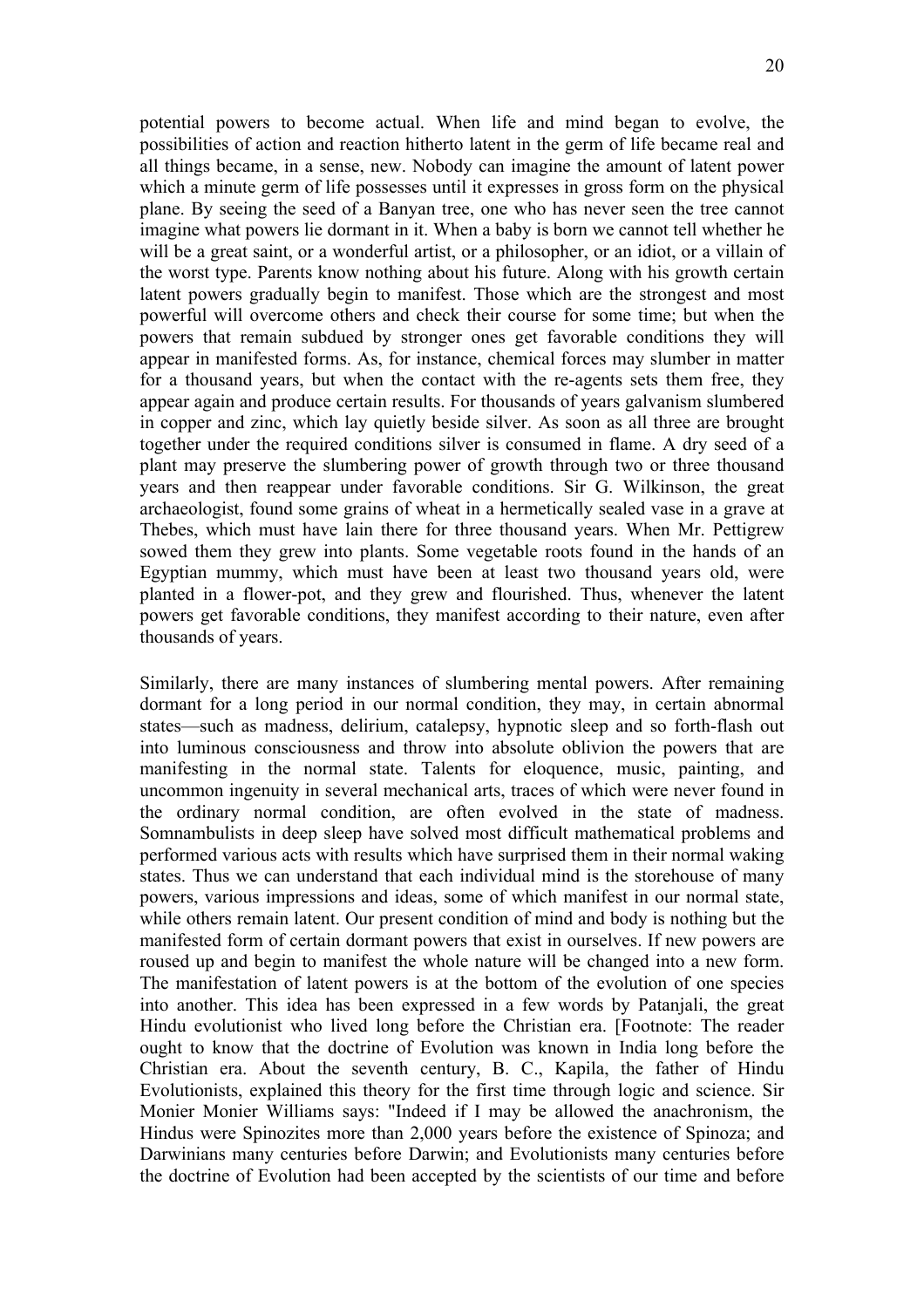potential powers to become actual. When life and mind began to evolve, the possibilities of action and reaction hitherto latent in the germ of life became real and all things became, in a sense, new. Nobody can imagine the amount of latent power which a minute germ of life possesses until it expresses in gross form on the physical plane. By seeing the seed of a Banyan tree, one who has never seen the tree cannot imagine what powers lie dormant in it. When a baby is born we cannot tell whether he will be a great saint, or a wonderful artist, or a philosopher, or an idiot, or a villain of the worst type. Parents know nothing about his future. Along with his growth certain latent powers gradually begin to manifest. Those which are the strongest and most powerful will overcome others and check their course for some time; but when the powers that remain subdued by stronger ones get favorable conditions they will appear in manifested forms. As, for instance, chemical forces may slumber in matter for a thousand years, but when the contact with the re-agents sets them free, they appear again and produce certain results. For thousands of years galvanism slumbered in copper and zinc, which lay quietly beside silver. As soon as all three are brought together under the required conditions silver is consumed in flame. A dry seed of a plant may preserve the slumbering power of growth through two or three thousand years and then reappear under favorable conditions. Sir G. Wilkinson, the great archaeologist, found some grains of wheat in a hermetically sealed vase in a grave at Thebes, which must have lain there for three thousand years. When Mr. Pettigrew sowed them they grew into plants. Some vegetable roots found in the hands of an Egyptian mummy, which must have been at least two thousand years old, were planted in a flower-pot, and they grew and flourished. Thus, whenever the latent powers get favorable conditions, they manifest according to their nature, even after thousands of years.

Similarly, there are many instances of slumbering mental powers. After remaining dormant for a long period in our normal condition, they may, in certain abnormal states—such as madness, delirium, catalepsy, hypnotic sleep and so forth-flash out into luminous consciousness and throw into absolute oblivion the powers that are manifesting in the normal state. Talents for eloquence, music, painting, and uncommon ingenuity in several mechanical arts, traces of which were never found in the ordinary normal condition, are often evolved in the state of madness. Somnambulists in deep sleep have solved most difficult mathematical problems and performed various acts with results which have surprised them in their normal waking states. Thus we can understand that each individual mind is the storehouse of many powers, various impressions and ideas, some of which manifest in our normal state, while others remain latent. Our present condition of mind and body is nothing but the manifested form of certain dormant powers that exist in ourselves. If new powers are roused up and begin to manifest the whole nature will be changed into a new form. The manifestation of latent powers is at the bottom of the evolution of one species into another. This idea has been expressed in a few words by Patanjali, the great Hindu evolutionist who lived long before the Christian era. [Footnote: The reader ought to know that the doctrine of Evolution was known in India long before the Christian era. About the seventh century, B. C., Kapila, the father of Hindu Evolutionists, explained this theory for the first time through logic and science. Sir Monier Monier Williams says: "Indeed if I may be allowed the anachronism, the Hindus were Spinozites more than 2,000 years before the existence of Spinoza; and Darwinians many centuries before Darwin; and Evolutionists many centuries before the doctrine of Evolution had been accepted by the scientists of our time and before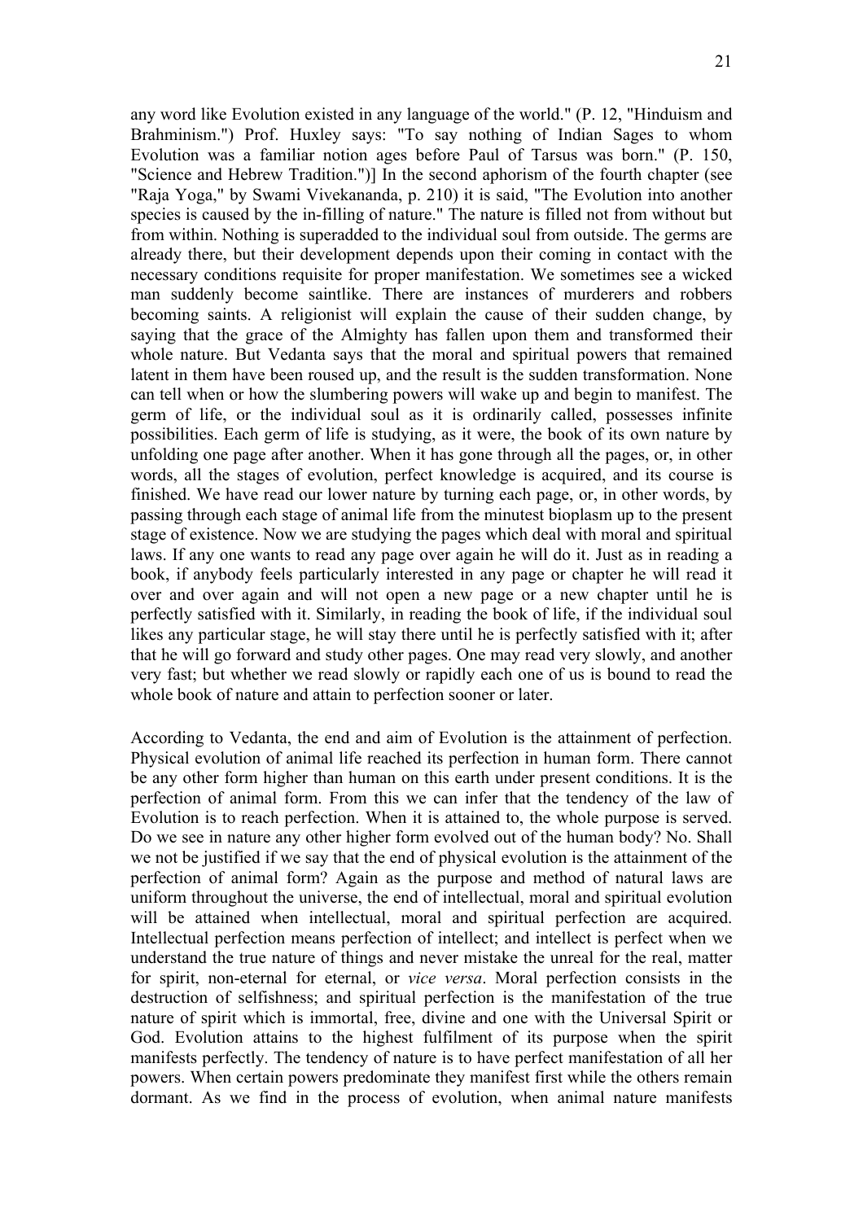any word like Evolution existed in any language of the world." (P. 12, "Hinduism and Brahminism.") Prof. Huxley says: "To say nothing of Indian Sages to whom Evolution was a familiar notion ages before Paul of Tarsus was born." (P. 150, "Science and Hebrew Tradition.")] In the second aphorism of the fourth chapter (see "Raja Yoga," by Swami Vivekananda, p. 210) it is said, "The Evolution into another species is caused by the in-filling of nature." The nature is filled not from without but from within. Nothing is superadded to the individual soul from outside. The germs are already there, but their development depends upon their coming in contact with the necessary conditions requisite for proper manifestation. We sometimes see a wicked man suddenly become saintlike. There are instances of murderers and robbers becoming saints. A religionist will explain the cause of their sudden change, by saying that the grace of the Almighty has fallen upon them and transformed their whole nature. But Vedanta says that the moral and spiritual powers that remained latent in them have been roused up, and the result is the sudden transformation. None can tell when or how the slumbering powers will wake up and begin to manifest. The germ of life, or the individual soul as it is ordinarily called, possesses infinite possibilities. Each germ of life is studying, as it were, the book of its own nature by unfolding one page after another. When it has gone through all the pages, or, in other words, all the stages of evolution, perfect knowledge is acquired, and its course is finished. We have read our lower nature by turning each page, or, in other words, by passing through each stage of animal life from the minutest bioplasm up to the present stage of existence. Now we are studying the pages which deal with moral and spiritual laws. If any one wants to read any page over again he will do it. Just as in reading a book, if anybody feels particularly interested in any page or chapter he will read it over and over again and will not open a new page or a new chapter until he is perfectly satisfied with it. Similarly, in reading the book of life, if the individual soul likes any particular stage, he will stay there until he is perfectly satisfied with it; after that he will go forward and study other pages. One may read very slowly, and another very fast; but whether we read slowly or rapidly each one of us is bound to read the whole book of nature and attain to perfection sooner or later.

According to Vedanta, the end and aim of Evolution is the attainment of perfection. Physical evolution of animal life reached its perfection in human form. There cannot be any other form higher than human on this earth under present conditions. It is the perfection of animal form. From this we can infer that the tendency of the law of Evolution is to reach perfection. When it is attained to, the whole purpose is served. Do we see in nature any other higher form evolved out of the human body? No. Shall we not be justified if we say that the end of physical evolution is the attainment of the perfection of animal form? Again as the purpose and method of natural laws are uniform throughout the universe, the end of intellectual, moral and spiritual evolution will be attained when intellectual, moral and spiritual perfection are acquired. Intellectual perfection means perfection of intellect; and intellect is perfect when we understand the true nature of things and never mistake the unreal for the real, matter for spirit, non-eternal for eternal, or *vice versa*. Moral perfection consists in the destruction of selfishness; and spiritual perfection is the manifestation of the true nature of spirit which is immortal, free, divine and one with the Universal Spirit or God. Evolution attains to the highest fulfilment of its purpose when the spirit manifests perfectly. The tendency of nature is to have perfect manifestation of all her powers. When certain powers predominate they manifest first while the others remain dormant. As we find in the process of evolution, when animal nature manifests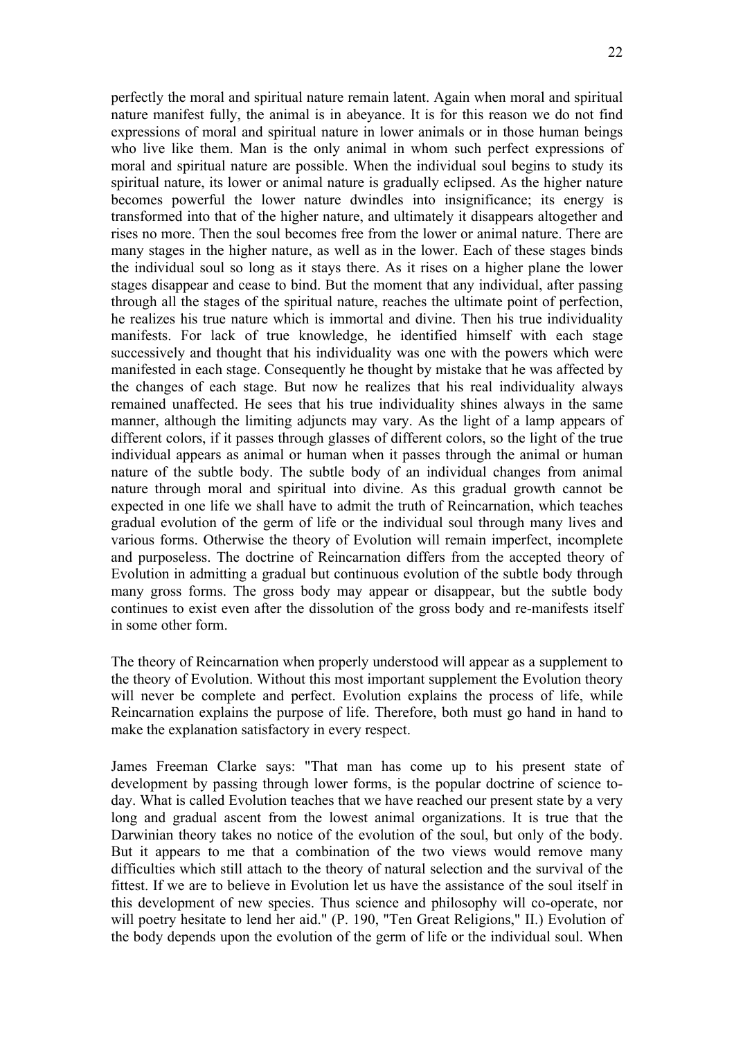perfectly the moral and spiritual nature remain latent. Again when moral and spiritual nature manifest fully, the animal is in abeyance. It is for this reason we do not find expressions of moral and spiritual nature in lower animals or in those human beings who live like them. Man is the only animal in whom such perfect expressions of moral and spiritual nature are possible. When the individual soul begins to study its spiritual nature, its lower or animal nature is gradually eclipsed. As the higher nature becomes powerful the lower nature dwindles into insignificance; its energy is transformed into that of the higher nature, and ultimately it disappears altogether and rises no more. Then the soul becomes free from the lower or animal nature. There are many stages in the higher nature, as well as in the lower. Each of these stages binds the individual soul so long as it stays there. As it rises on a higher plane the lower stages disappear and cease to bind. But the moment that any individual, after passing through all the stages of the spiritual nature, reaches the ultimate point of perfection, he realizes his true nature which is immortal and divine. Then his true individuality manifests. For lack of true knowledge, he identified himself with each stage successively and thought that his individuality was one with the powers which were manifested in each stage. Consequently he thought by mistake that he was affected by the changes of each stage. But now he realizes that his real individuality always remained unaffected. He sees that his true individuality shines always in the same manner, although the limiting adjuncts may vary. As the light of a lamp appears of different colors, if it passes through glasses of different colors, so the light of the true individual appears as animal or human when it passes through the animal or human nature of the subtle body. The subtle body of an individual changes from animal nature through moral and spiritual into divine. As this gradual growth cannot be expected in one life we shall have to admit the truth of Reincarnation, which teaches gradual evolution of the germ of life or the individual soul through many lives and various forms. Otherwise the theory of Evolution will remain imperfect, incomplete and purposeless. The doctrine of Reincarnation differs from the accepted theory of Evolution in admitting a gradual but continuous evolution of the subtle body through many gross forms. The gross body may appear or disappear, but the subtle body continues to exist even after the dissolution of the gross body and re-manifests itself in some other form.

The theory of Reincarnation when properly understood will appear as a supplement to the theory of Evolution. Without this most important supplement the Evolution theory will never be complete and perfect. Evolution explains the process of life, while Reincarnation explains the purpose of life. Therefore, both must go hand in hand to make the explanation satisfactory in every respect.

James Freeman Clarke says: "That man has come up to his present state of development by passing through lower forms, is the popular doctrine of science to-day. What is called Evolution teaches that we have reached our present state by a very long and gradual ascent from the lowest animal organizations. It is true that the Darwinian theory takes no notice of the evolution of the soul, but only of the body. But it appears to me that a combination of the two views would remove many difficulties which still attach to the theory of natural selection and the survival of the fittest. If we are to believe in Evolution let us have the assistance of the soul itself in this development of new species. Thus science and philosophy will co-operate, nor will poetry hesitate to lend her aid." (P. 190, "Ten Great Religions," II.) Evolution of the body depends upon the evolution of the germ of life or the individual soul. When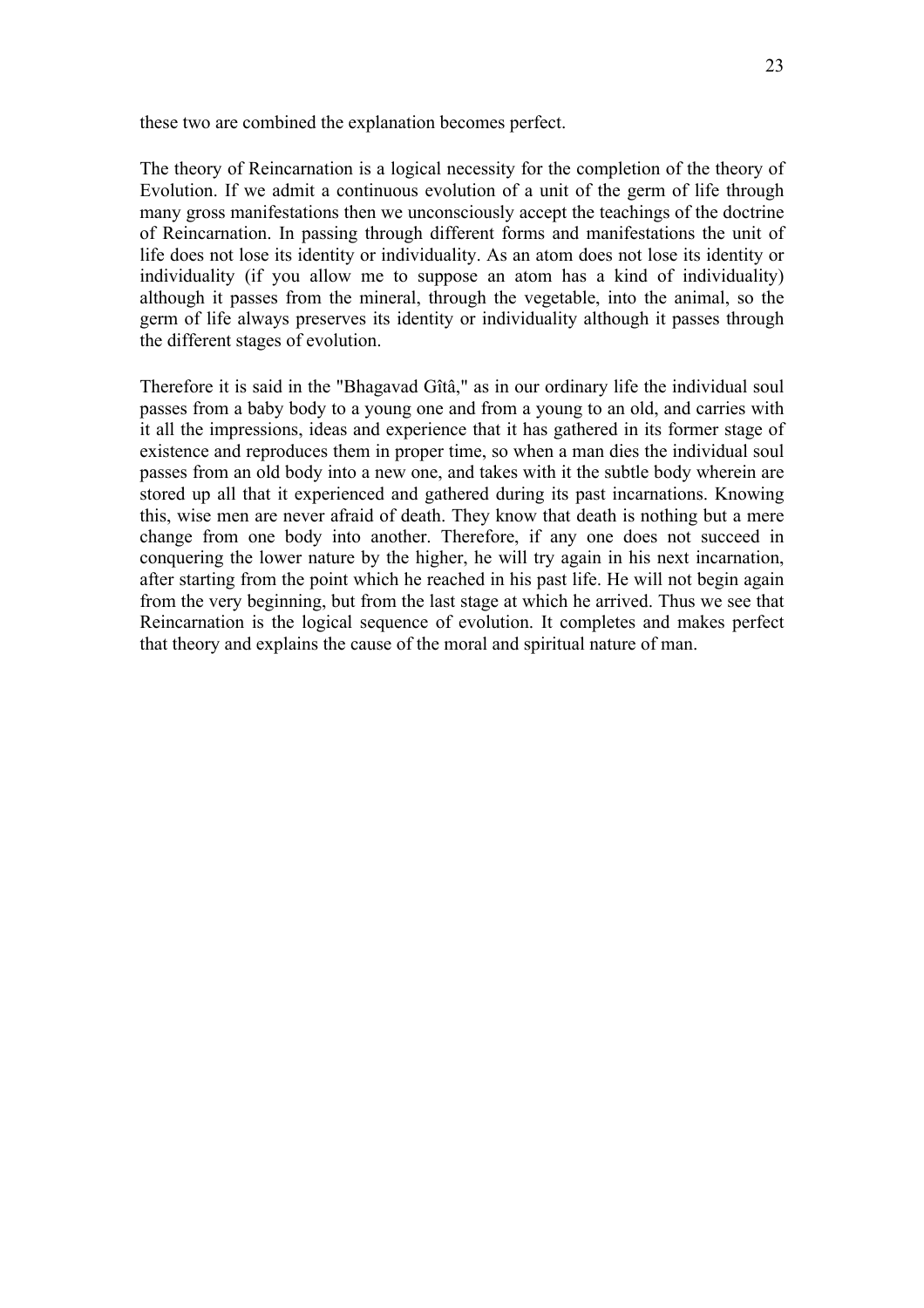these two are combined the explanation becomes perfect.

The theory of Reincarnation is a logical necessity for the completion of the theory of Evolution. If we admit a continuous evolution of a unit of the germ of life through many gross manifestations then we unconsciously accept the teachings of the doctrine of Reincarnation. In passing through different forms and manifestations the unit of life does not lose its identity or individuality. As an atom does not lose its identity or individuality (if you allow me to suppose an atom has a kind of individuality) although it passes from the mineral, through the vegetable, into the animal, so the germ of life always preserves its identity or individuality although it passes through the different stages of evolution.

Therefore it is said in the "Bhagavad Gîtâ," as in our ordinary life the individual soul passes from a baby body to a young one and from a young to an old, and carries with it all the impressions, ideas and experience that it has gathered in its former stage of existence and reproduces them in proper time, so when a man dies the individual soul passes from an old body into a new one, and takes with it the subtle body wherein are stored up all that it experienced and gathered during its past incarnations. Knowing this, wise men are never afraid of death. They know that death is nothing but a mere change from one body into another. Therefore, if any one does not succeed in conquering the lower nature by the higher, he will try again in his next incarnation, after starting from the point which he reached in his past life. He will not begin again from the very beginning, but from the last stage at which he arrived. Thus we see that Reincarnation is the logical sequence of evolution. It completes and makes perfect that theory and explains the cause of the moral and spiritual nature of man.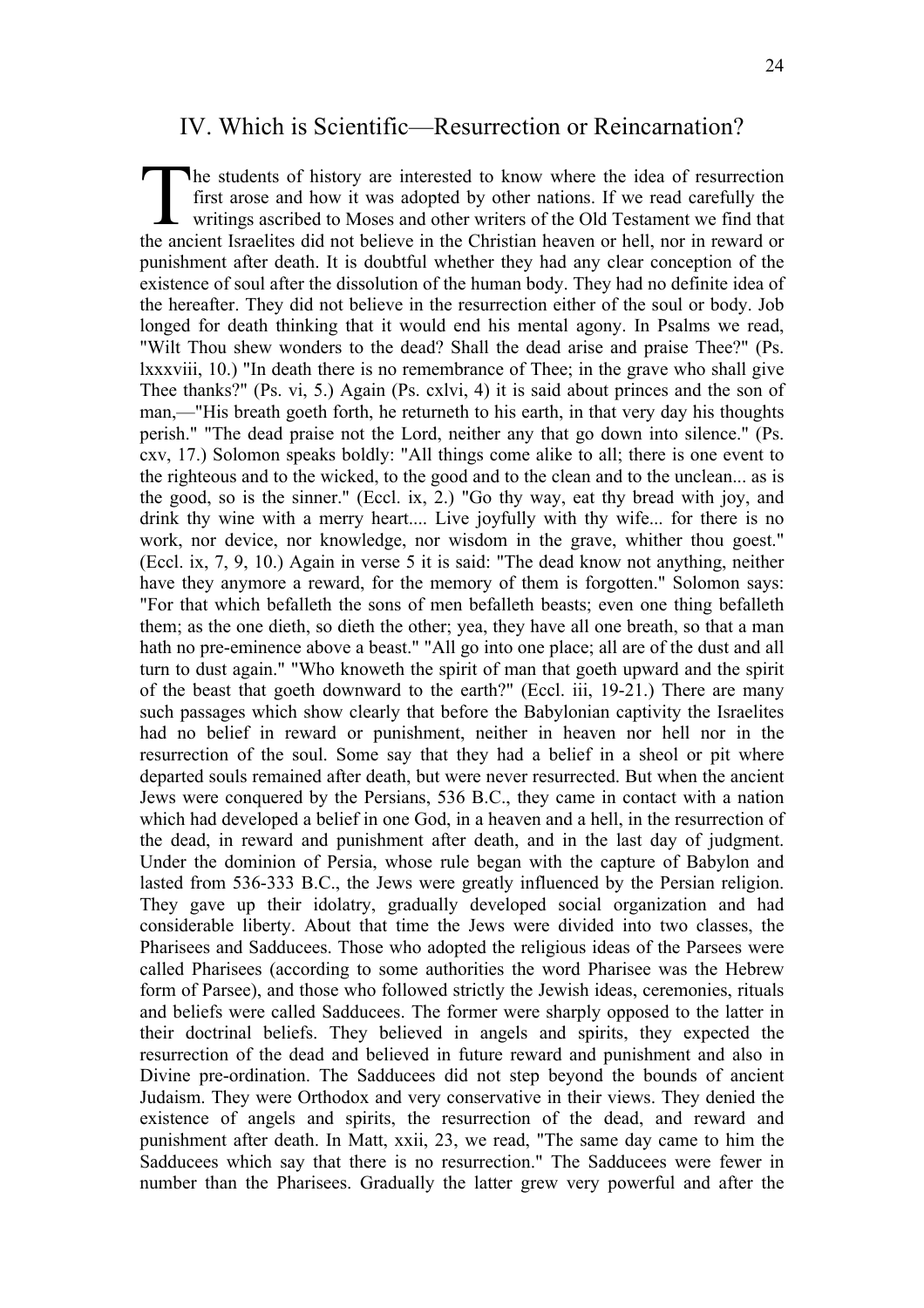## IV. Which is Scientific—Resurrection or Reincarnation?

The students of history are interested to know where the idea of resurrection first arose and how it was adopted by other nations. If we read carefully the writings ascribed to Moses and other writers of the Old Testament we find that the ancient Israelites did not believe in the Christian heaven or hell, nor in reward or punishment after death. It is doubtful whether they had any clear conception of the existence of soul after the dissolution of the human body. They had no definite idea of the hereafter. They did not believe in the resurrection either of the soul or body. Job longed for death thinking that it would end his mental agony. In Psalms we read, "Wilt Thou shew wonders to the dead? Shall the dead arise and praise Thee?" (Ps. lxxxviii, 10.) "In death there is no remembrance of Thee; in the grave who shall give Thee thanks?" (Ps. vi, 5.) Again (Ps. cxlvi, 4) it is said about princes and the son of man,—"His breath goeth forth, he returneth to his earth, in that very day his thoughts perish." "The dead praise not the Lord, neither any that go down into silence." (Ps. cxv, 17.) Solomon speaks boldly: "All things come alike to all; there is one event to the righteous and to the wicked, to the good and to the clean and to the unclean... as is the good, so is the sinner." (Eccl. ix, 2.) "Go thy way, eat thy bread with joy, and drink thy wine with a merry heart.... Live joyfully with thy wife... for there is no work, nor device, nor knowledge, nor wisdom in the grave, whither thou goest." (Eccl. ix, 7, 9, 10.) Again in verse 5 it is said: "The dead know not anything, neither have they anymore a reward, for the memory of them is forgotten." Solomon says: "For that which befalleth the sons of men befalleth beasts; even one thing befalleth them; as the one dieth, so dieth the other; yea, they have all one breath, so that a man hath no pre-eminence above a beast." "All go into one place; all are of the dust and all turn to dust again." "Who knoweth the spirit of man that goeth upward and the spirit of the beast that goeth downward to the earth?" (Eccl. iii, 19-21.) There are many such passages which show clearly that before the Babylonian captivity the Israelites had no belief in reward or punishment, neither in heaven nor hell nor in the resurrection of the soul. Some say that they had a belief in a sheol or pit where departed souls remained after death, but were never resurrected. But when the ancient Jews were conquered by the Persians, 536 B.C., they came in contact with a nation which had developed a belief in one God, in a heaven and a hell, in the resurrection of the dead, in reward and punishment after death, and in the last day of judgment. Under the dominion of Persia, whose rule began with the capture of Babylon and lasted from 536-333 B.C., the Jews were greatly influenced by the Persian religion. They gave up their idolatry, gradually developed social organization and had considerable liberty. About that time the Jews were divided into two classes, the Pharisees and Sadducees. Those who adopted the religious ideas of the Parsees were called Pharisees (according to some authorities the word Pharisee was the Hebrew form of Parsee), and those who followed strictly the Jewish ideas, ceremonies, rituals and beliefs were called Sadducees. The former were sharply opposed to the latter in their doctrinal beliefs. They believed in angels and spirits, they expected the resurrection of the dead and believed in future reward and punishment and also in Divine pre-ordination. The Sadducees did not step beyond the bounds of ancient Judaism. They were Orthodox and very conservative in their views. They denied the existence of angels and spirits, the resurrection of the dead, and reward and punishment after death. In Matt, xxii, 23, we read, "The same day came to him the Sadducees which say that there is no resurrection." The Sadducees were fewer in number than the Pharisees. Gradually the latter grew very powerful and after the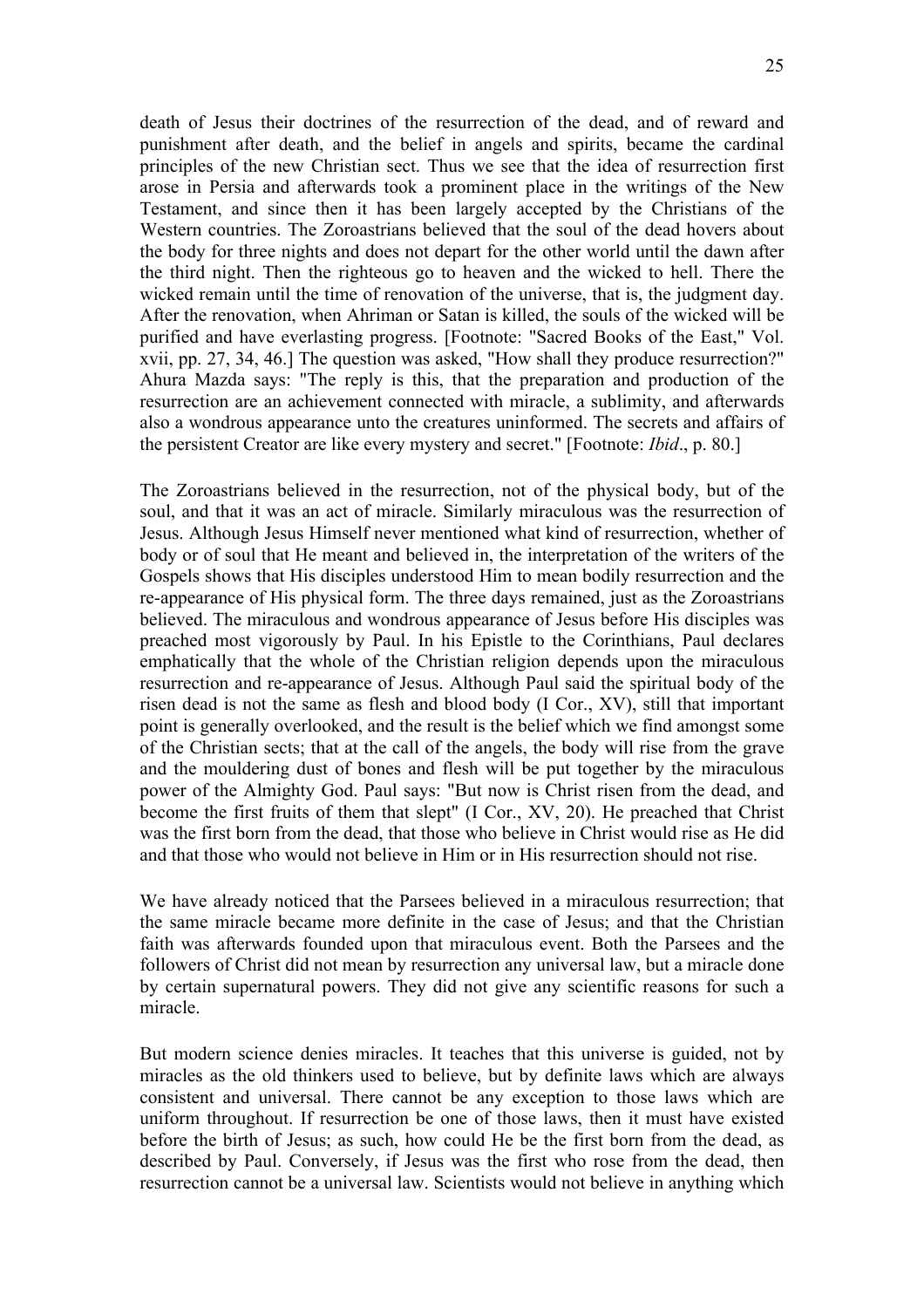death of Jesus their doctrines of the resurrection of the dead, and of reward and punishment after death, and the belief in angels and spirits, became the cardinal principles of the new Christian sect. Thus we see that the idea of resurrection first arose in Persia and afterwards took a prominent place in the writings of the New Testament, and since then it has been largely accepted by the Christians of the Western countries. The Zoroastrians believed that the soul of the dead hovers about the body for three nights and does not depart for the other world until the dawn after the third night. Then the righteous go to heaven and the wicked to hell. There the wicked remain until the time of renovation of the universe, that is, the judgment day. After the renovation, when Ahriman or Satan is killed, the souls of the wicked will be purified and have everlasting progress. [Footnote: "Sacred Books of the East," Vol. xvii, pp. 27, 34, 46.] The question was asked, "How shall they produce resurrection?" Ahura Mazda says: "The reply is this, that the preparation and production of the resurrection are an achievement connected with miracle, a sublimity, and afterwards also a wondrous appearance unto the creatures uninformed. The secrets and affairs of the persistent Creator are like every mystery and secret." [Footnote: *Ibid*., p. 80.]

The Zoroastrians believed in the resurrection, not of the physical body, but of the soul, and that it was an act of miracle. Similarly miraculous was the resurrection of Jesus. Although Jesus Himself never mentioned what kind of resurrection, whether of body or of soul that He meant and believed in, the interpretation of the writers of the Gospels shows that His disciples understood Him to mean bodily resurrection and the re-appearance of His physical form. The three days remained, just as the Zoroastrians believed. The miraculous and wondrous appearance of Jesus before His disciples was preached most vigorously by Paul. In his Epistle to the Corinthians, Paul declares emphatically that the whole of the Christian religion depends upon the miraculous resurrection and re-appearance of Jesus. Although Paul said the spiritual body of the risen dead is not the same as flesh and blood body (I Cor., XV), still that important point is generally overlooked, and the result is the belief which we find amongst some of the Christian sects; that at the call of the angels, the body will rise from the grave and the mouldering dust of bones and flesh will be put together by the miraculous power of the Almighty God. Paul says: "But now is Christ risen from the dead, and become the first fruits of them that slept" (I Cor., XV, 20). He preached that Christ was the first born from the dead, that those who believe in Christ would rise as He did and that those who would not believe in Him or in His resurrection should not rise.

We have already noticed that the Parsees believed in a miraculous resurrection; that the same miracle became more definite in the case of Jesus; and that the Christian faith was afterwards founded upon that miraculous event. Both the Parsees and the followers of Christ did not mean by resurrection any universal law, but a miracle done by certain supernatural powers. They did not give any scientific reasons for such a miracle.

But modern science denies miracles. It teaches that this universe is guided, not by miracles as the old thinkers used to believe, but by definite laws which are always consistent and universal. There cannot be any exception to those laws which are uniform throughout. If resurrection be one of those laws, then it must have existed before the birth of Jesus; as such, how could He be the first born from the dead, as described by Paul. Conversely, if Jesus was the first who rose from the dead, then resurrection cannot be a universal law. Scientists would not believe in anything which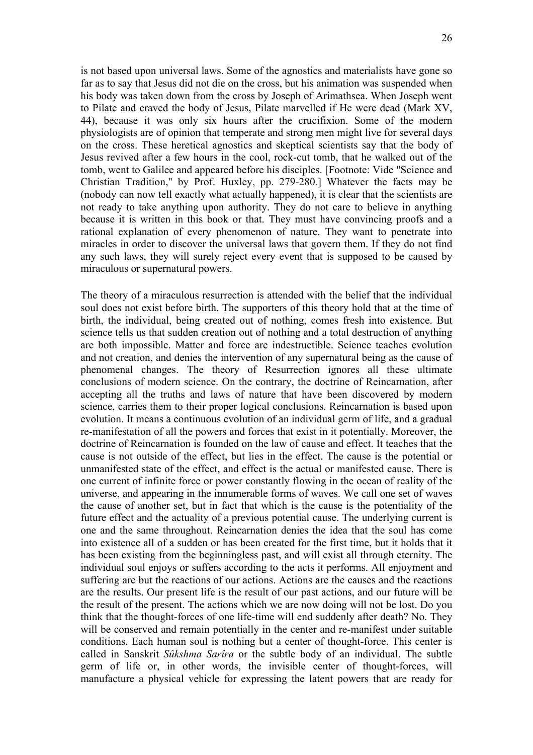is not based upon universal laws. Some of the agnostics and materialists have gone so far as to say that Jesus did not die on the cross, but his animation was suspended when his body was taken down from the cross by Joseph of Arimathsea. When Joseph went to Pilate and craved the body of Jesus, Pilate marvelled if He were dead (Mark XV, 44), because it was only six hours after the crucifixion. Some of the modern physiologists are of opinion that temperate and strong men might live for several days on the cross. These heretical agnostics and skeptical scientists say that the body of Jesus revived after a few hours in the cool, rock-cut tomb, that he walked out of the tomb, went to Galilee and appeared before his disciples. [Footnote: Vide "Science and Christian Tradition," by Prof. Huxley, pp. 279-280.] Whatever the facts may be (nobody can now tell exactly what actually happened), it is clear that the scientists are not ready to take anything upon authority. They do not care to believe in anything because it is written in this book or that. They must have convincing proofs and a rational explanation of every phenomenon of nature. They want to penetrate into miracles in order to discover the universal laws that govern them. If they do not find any such laws, they will surely reject every event that is supposed to be caused by miraculous or supernatural powers.

The theory of a miraculous resurrection is attended with the belief that the individual soul does not exist before birth. The supporters of this theory hold that at the time of birth, the individual, being created out of nothing, comes fresh into existence. But science tells us that sudden creation out of nothing and a total destruction of anything are both impossible. Matter and force are indestructible. Science teaches evolution and not creation, and denies the intervention of any supernatural being as the cause of phenomenal changes. The theory of Resurrection ignores all these ultimate conclusions of modern science. On the contrary, the doctrine of Reincarnation, after accepting all the truths and laws of nature that have been discovered by modern science, carries them to their proper logical conclusions. Reincarnation is based upon evolution. It means a continuous evolution of an individual germ of life, and a gradual re-manifestation of all the powers and forces that exist in it potentially. Moreover, the doctrine of Reincarnation is founded on the law of cause and effect. It teaches that the cause is not outside of the effect, but lies in the effect. The cause is the potential or unmanifested state of the effect, and effect is the actual or manifested cause. There is one current of infinite force or power constantly flowing in the ocean of reality of the universe, and appearing in the innumerable forms of waves. We call one set of waves the cause of another set, but in fact that which is the cause is the potentiality of the future effect and the actuality of a previous potential cause. The underlying current is one and the same throughout. Reincarnation denies the idea that the soul has come into existence all of a sudden or has been created for the first time, but it holds that it has been existing from the beginningless past, and will exist all through eternity. The individual soul enjoys or suffers according to the acts it performs. All enjoyment and suffering are but the reactions of our actions. Actions are the causes and the reactions are the results. Our present life is the result of our past actions, and our future will be the result of the present. The actions which we are now doing will not be lost. Do you think that the thought-forces of one life-time will end suddenly after death? No. They will be conserved and remain potentially in the center and re-manifest under suitable conditions. Each human soul is nothing but a center of thought-force. This center is called in Sanskrit *Sûkshma Sarîra* or the subtle body of an individual. The subtle germ of life or, in other words, the invisible center of thought-forces, will manufacture a physical vehicle for expressing the latent powers that are ready for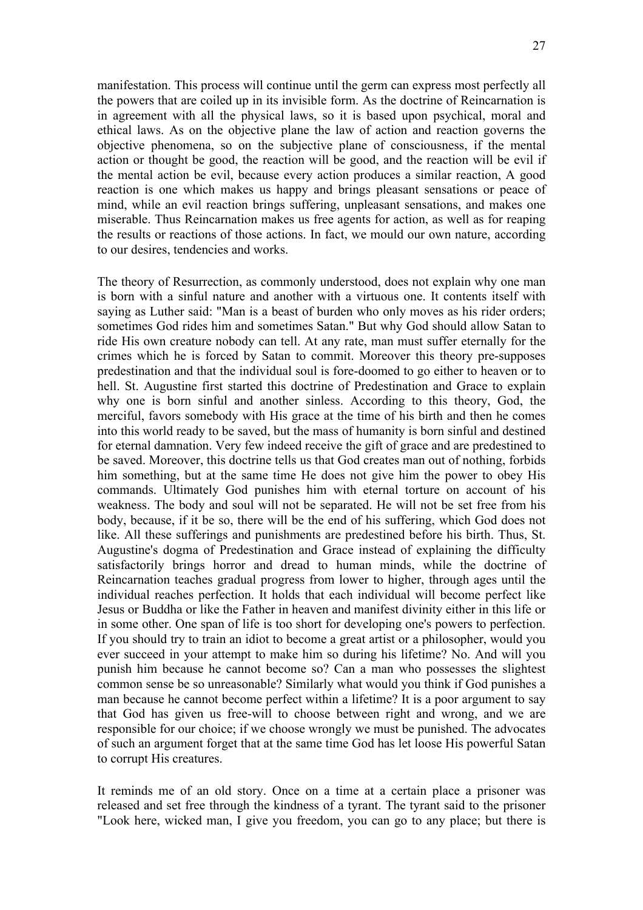manifestation. This process will continue until the germ can express most perfectly all the powers that are coiled up in its invisible form. As the doctrine of Reincarnation is in agreement with all the physical laws, so it is based upon psychical, moral and ethical laws. As on the objective plane the law of action and reaction governs the objective phenomena, so on the subjective plane of consciousness, if the mental action or thought be good, the reaction will be good, and the reaction will be evil if the mental action be evil, because every action produces a similar reaction, A good reaction is one which makes us happy and brings pleasant sensations or peace of mind, while an evil reaction brings suffering, unpleasant sensations, and makes one miserable. Thus Reincarnation makes us free agents for action, as well as for reaping the results or reactions of those actions. In fact, we mould our own nature, according to our desires, tendencies and works.

The theory of Resurrection, as commonly understood, does not explain why one man is born with a sinful nature and another with a virtuous one. It contents itself with saying as Luther said: "Man is a beast of burden who only moves as his rider orders; sometimes God rides him and sometimes Satan." But why God should allow Satan to ride His own creature nobody can tell. At any rate, man must suffer eternally for the crimes which he is forced by Satan to commit. Moreover this theory pre-supposes predestination and that the individual soul is fore-doomed to go either to heaven or to hell. St. Augustine first started this doctrine of Predestination and Grace to explain why one is born sinful and another sinless. According to this theory, God, the merciful, favors somebody with His grace at the time of his birth and then he comes into this world ready to be saved, but the mass of humanity is born sinful and destined for eternal damnation. Very few indeed receive the gift of grace and are predestined to be saved. Moreover, this doctrine tells us that God creates man out of nothing, forbids him something, but at the same time He does not give him the power to obey His commands. Ultimately God punishes him with eternal torture on account of his weakness. The body and soul will not be separated. He will not be set free from his body, because, if it be so, there will be the end of his suffering, which God does not like. All these sufferings and punishments are predestined before his birth. Thus, St. Augustine's dogma of Predestination and Grace instead of explaining the difficulty satisfactorily brings horror and dread to human minds, while the doctrine of Reincarnation teaches gradual progress from lower to higher, through ages until the individual reaches perfection. It holds that each individual will become perfect like Jesus or Buddha or like the Father in heaven and manifest divinity either in this life or in some other. One span of life is too short for developing one's powers to perfection. If you should try to train an idiot to become a great artist or a philosopher, would you ever succeed in your attempt to make him so during his lifetime? No. And will you punish him because he cannot become so? Can a man who possesses the slightest common sense be so unreasonable? Similarly what would you think if God punishes a man because he cannot become perfect within a lifetime? It is a poor argument to say that God has given us free-will to choose between right and wrong, and we are responsible for our choice; if we choose wrongly we must be punished. The advocates of such an argument forget that at the same time God has let loose His powerful Satan to corrupt His creatures.

It reminds me of an old story. Once on a time at a certain place a prisoner was released and set free through the kindness of a tyrant. The tyrant said to the prisoner "Look here, wicked man, I give you freedom, you can go to any place; but there is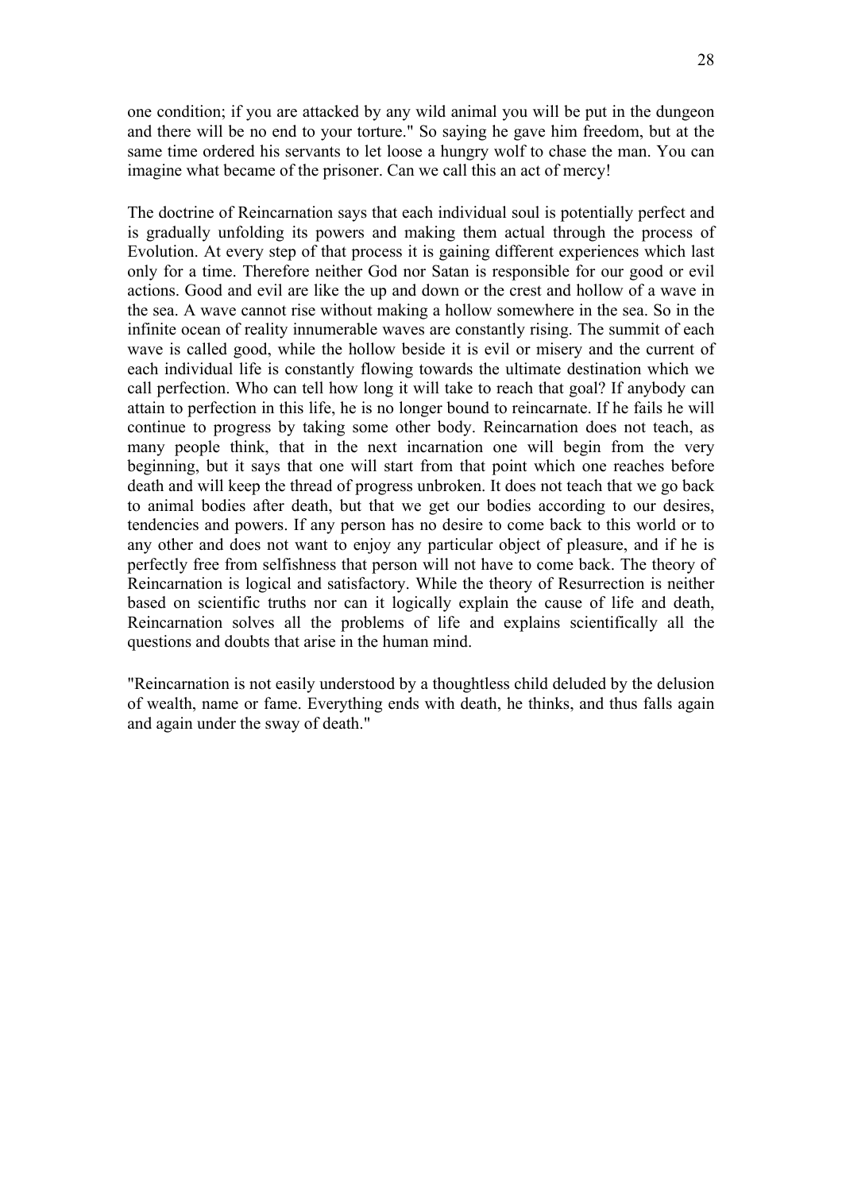one condition; if you are attacked by any wild animal you will be put in the dungeon and there will be no end to your torture." So saying he gave him freedom, but at the same time ordered his servants to let loose a hungry wolf to chase the man. You can imagine what became of the prisoner. Can we call this an act of mercy!

The doctrine of Reincarnation says that each individual soul is potentially perfect and is gradually unfolding its powers and making them actual through the process of Evolution. At every step of that process it is gaining different experiences which last only for a time. Therefore neither God nor Satan is responsible for our good or evil actions. Good and evil are like the up and down or the crest and hollow of a wave in the sea. A wave cannot rise without making a hollow somewhere in the sea. So in the infinite ocean of reality innumerable waves are constantly rising. The summit of each wave is called good, while the hollow beside it is evil or misery and the current of each individual life is constantly flowing towards the ultimate destination which we call perfection. Who can tell how long it will take to reach that goal? If anybody can attain to perfection in this life, he is no longer bound to reincarnate. If he fails he will continue to progress by taking some other body. Reincarnation does not teach, as many people think, that in the next incarnation one will begin from the very beginning, but it says that one will start from that point which one reaches before death and will keep the thread of progress unbroken. It does not teach that we go back to animal bodies after death, but that we get our bodies according to our desires, tendencies and powers. If any person has no desire to come back to this world or to any other and does not want to enjoy any particular object of pleasure, and if he is perfectly free from selfishness that person will not have to come back. The theory of Reincarnation is logical and satisfactory. While the theory of Resurrection is neither based on scientific truths nor can it logically explain the cause of life and death, Reincarnation solves all the problems of life and explains scientifically all the questions and doubts that arise in the human mind.

"Reincarnation is not easily understood by a thoughtless child deluded by the delusion of wealth, name or fame. Everything ends with death, he thinks, and thus falls again and again under the sway of death."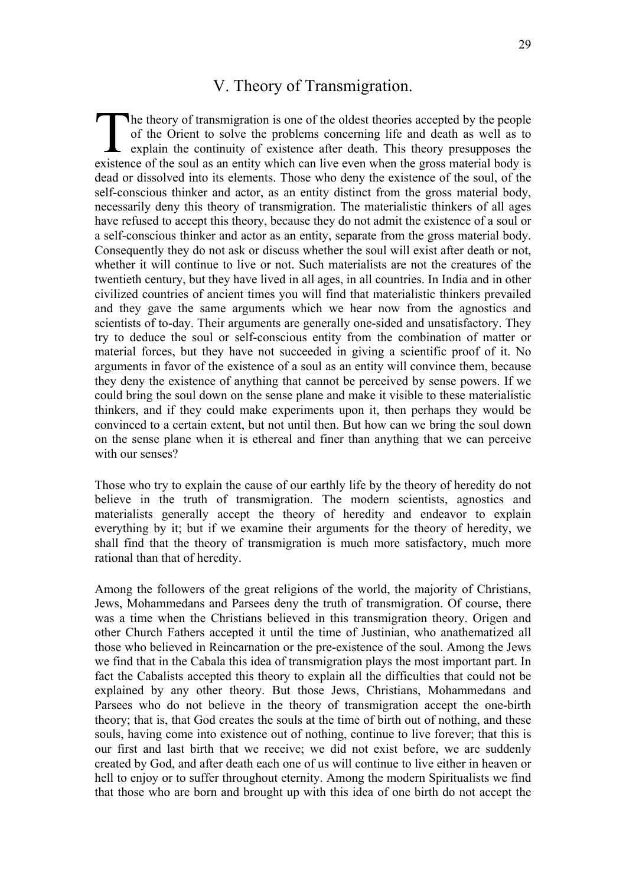## V. Theory of Transmigration.

The theory of transmigration is one of the oldest theories accepted by the people of the Orient to solve the problems concerning life and death as well as to explain the continuity of existence after death. This theory presupposes the existence of the soul as an entity which can live even when the gross material body is dead or dissolved into its elements. Those who deny the existence of the soul, of the self-conscious thinker and actor, as an entity distinct from the gross material body, necessarily deny this theory of transmigration. The materialistic thinkers of all ages have refused to accept this theory, because they do not admit the existence of a soul or a self-conscious thinker and actor as an entity, separate from the gross material body. Consequently they do not ask or discuss whether the soul will exist after death or not, whether it will continue to live or not. Such materialists are not the creatures of the twentieth century, but they have lived in all ages, in all countries. In India and in other civilized countries of ancient times you will find that materialistic thinkers prevailed and they gave the same arguments which we hear now from the agnostics and scientists of to-day. Their arguments are generally one-sided and unsatisfactory. They try to deduce the soul or self-conscious entity from the combination of matter or material forces, but they have not succeeded in giving a scientific proof of it. No arguments in favor of the existence of a soul as an entity will convince them, because they deny the existence of anything that cannot be perceived by sense powers. If we could bring the soul down on the sense plane and make it visible to these materialistic thinkers, and if they could make experiments upon it, then perhaps they would be convinced to a certain extent, but not until then. But how can we bring the soul down on the sense plane when it is ethereal and finer than anything that we can perceive with our senses?

Those who try to explain the cause of our earthly life by the theory of heredity do not believe in the truth of transmigration. The modern scientists, agnostics and materialists generally accept the theory of heredity and endeavor to explain everything by it; but if we examine their arguments for the theory of heredity, we shall find that the theory of transmigration is much more satisfactory, much more rational than that of heredity.

Among the followers of the great religions of the world, the majority of Christians, Jews, Mohammedans and Parsees deny the truth of transmigration. Of course, there was a time when the Christians believed in this transmigration theory. Origen and other Church Fathers accepted it until the time of Justinian, who anathematized all those who believed in Reincarnation or the pre-existence of the soul. Among the Jews we find that in the Cabala this idea of transmigration plays the most important part. In fact the Cabalists accepted this theory to explain all the difficulties that could not be explained by any other theory. But those Jews, Christians, Mohammedans and Parsees who do not believe in the theory of transmigration accept the one-birth theory; that is, that God creates the souls at the time of birth out of nothing, and these souls, having come into existence out of nothing, continue to live forever; that this is our first and last birth that we receive; we did not exist before, we are suddenly created by God, and after death each one of us will continue to live either in heaven or hell to enjoy or to suffer throughout eternity. Among the modern Spiritualists we find that those who are born and brought up with this idea of one birth do not accept the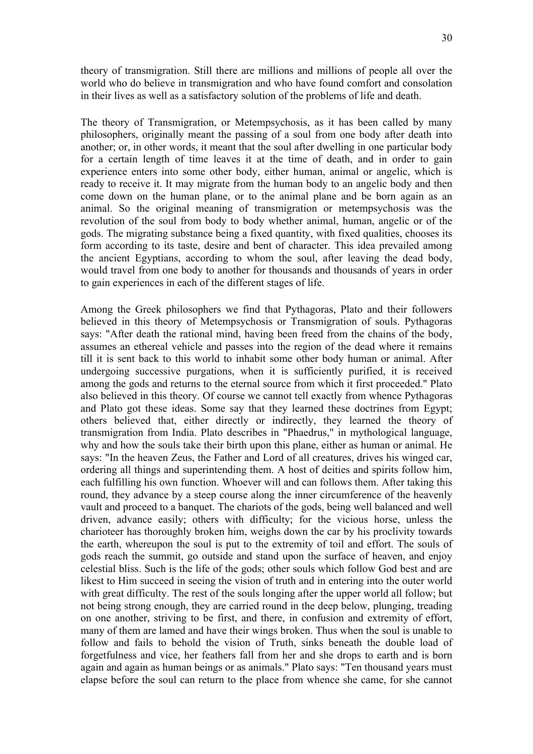theory of transmigration. Still there are millions and millions of people all over the world who do believe in transmigration and who have found comfort and consolation in their lives as well as a satisfactory solution of the problems of life and death.

The theory of Transmigration, or Metempsychosis, as it has been called by many philosophers, originally meant the passing of a soul from one body after death into another; or, in other words, it meant that the soul after dwelling in one particular body for a certain length of time leaves it at the time of death, and in order to gain experience enters into some other body, either human, animal or angelic, which is ready to receive it. It may migrate from the human body to an angelic body and then come down on the human plane, or to the animal plane and be born again as an animal. So the original meaning of transmigration or metempsychosis was the revolution of the soul from body to body whether animal, human, angelic or of the gods. The migrating substance being a fixed quantity, with fixed qualities, chooses its form according to its taste, desire and bent of character. This idea prevailed among the ancient Egyptians, according to whom the soul, after leaving the dead body, would travel from one body to another for thousands and thousands of years in order to gain experiences in each of the different stages of life.

Among the Greek philosophers we find that Pythagoras, Plato and their followers believed in this theory of Metempsychosis or Transmigration of souls. Pythagoras says: "After death the rational mind, having been freed from the chains of the body, assumes an ethereal vehicle and passes into the region of the dead where it remains till it is sent back to this world to inhabit some other body human or animal. After undergoing successive purgations, when it is sufficiently purified, it is received among the gods and returns to the eternal source from which it first proceeded." Plato also believed in this theory. Of course we cannot tell exactly from whence Pythagoras and Plato got these ideas. Some say that they learned these doctrines from Egypt; others believed that, either directly or indirectly, they learned the theory of transmigration from India. Plato describes in "Phaedrus," in mythological language, why and how the souls take their birth upon this plane, either as human or animal. He says: "In the heaven Zeus, the Father and Lord of all creatures, drives his winged car, ordering all things and superintending them. A host of deities and spirits follow him, each fulfilling his own function. Whoever will and can follows them. After taking this round, they advance by a steep course along the inner circumference of the heavenly vault and proceed to a banquet. The chariots of the gods, being well balanced and well driven, advance easily; others with difficulty; for the vicious horse, unless the charioteer has thoroughly broken him, weighs down the car by his proclivity towards the earth, whereupon the soul is put to the extremity of toil and effort. The souls of gods reach the summit, go outside and stand upon the surface of heaven, and enjoy celestial bliss. Such is the life of the gods; other souls which follow God best and are likest to Him succeed in seeing the vision of truth and in entering into the outer world with great difficulty. The rest of the souls longing after the upper world all follow; but not being strong enough, they are carried round in the deep below, plunging, treading on one another, striving to be first, and there, in confusion and extremity of effort, many of them are lamed and have their wings broken. Thus when the soul is unable to follow and fails to behold the vision of Truth, sinks beneath the double load of forgetfulness and vice, her feathers fall from her and she drops to earth and is born again and again as human beings or as animals." Plato says: "Ten thousand years must elapse before the soul can return to the place from whence she came, for she cannot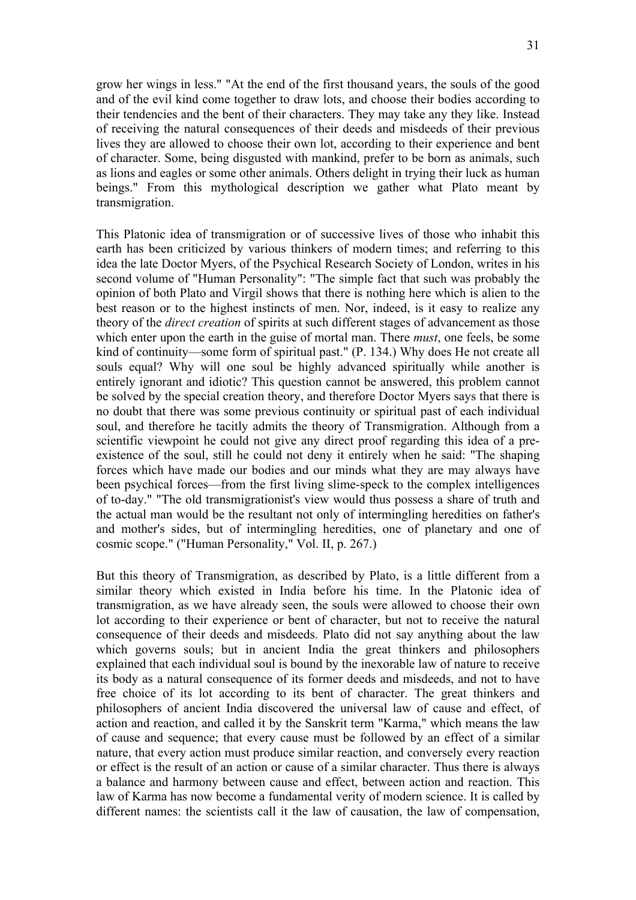grow her wings in less." "At the end of the first thousand years, the souls of the good and of the evil kind come together to draw lots, and choose their bodies according to their tendencies and the bent of their characters. They may take any they like. Instead of receiving the natural consequences of their deeds and misdeeds of their previous lives they are allowed to choose their own lot, according to their experience and bent of character. Some, being disgusted with mankind, prefer to be born as animals, such as lions and eagles or some other animals. Others delight in trying their luck as human beings." From this mythological description we gather what Plato meant by transmigration.

This Platonic idea of transmigration or of successive lives of those who inhabit this earth has been criticized by various thinkers of modern times; and referring to this idea the late Doctor Myers, of the Psychical Research Society of London, writes in his second volume of "Human Personality": "The simple fact that such was probably the opinion of both Plato and Virgil shows that there is nothing here which is alien to the best reason or to the highest instincts of men. Nor, indeed, is it easy to realize any theory of the *direct creation* of spirits at such different stages of advancement as those which enter upon the earth in the guise of mortal man. There *must*, one feels, be some kind of continuity—some form of spiritual past." (P. 134.) Why does He not create all souls equal? Why will one soul be highly advanced spiritually while another is entirely ignorant and idiotic? This question cannot be answered, this problem cannot be solved by the special creation theory, and therefore Doctor Myers says that there is no doubt that there was some previous continuity or spiritual past of each individual soul, and therefore he tacitly admits the theory of Transmigration. Although from a scientific viewpoint he could not give any direct proof regarding this idea of a pre-existence of the soul, still he could not deny it entirely when he said: "The shaping forces which have made our bodies and our minds what they are may always have been psychical forces—from the first living slime-speck to the complex intelligences of to-day." "The old transmigrationist's view would thus possess a share of truth and the actual man would be the resultant not only of intermingling heredities on father's and mother's sides, but of intermingling heredities, one of planetary and one of cosmic scope." ("Human Personality," Vol. II, p. 267.)

But this theory of Transmigration, as described by Plato, is a little different from a similar theory which existed in India before his time. In the Platonic idea of transmigration, as we have already seen, the souls were allowed to choose their own lot according to their experience or bent of character, but not to receive the natural consequence of their deeds and misdeeds. Plato did not say anything about the law which governs souls; but in ancient India the great thinkers and philosophers explained that each individual soul is bound by the inexorable law of nature to receive its body as a natural consequence of its former deeds and misdeeds, and not to have free choice of its lot according to its bent of character. The great thinkers and philosophers of ancient India discovered the universal law of cause and effect, of action and reaction, and called it by the Sanskrit term "Karma," which means the law of cause and sequence; that every cause must be followed by an effect of a similar nature, that every action must produce similar reaction, and conversely every reaction or effect is the result of an action or cause of a similar character. Thus there is always a balance and harmony between cause and effect, between action and reaction. This law of Karma has now become a fundamental verity of modern science. It is called by different names: the scientists call it the law of causation, the law of compensation,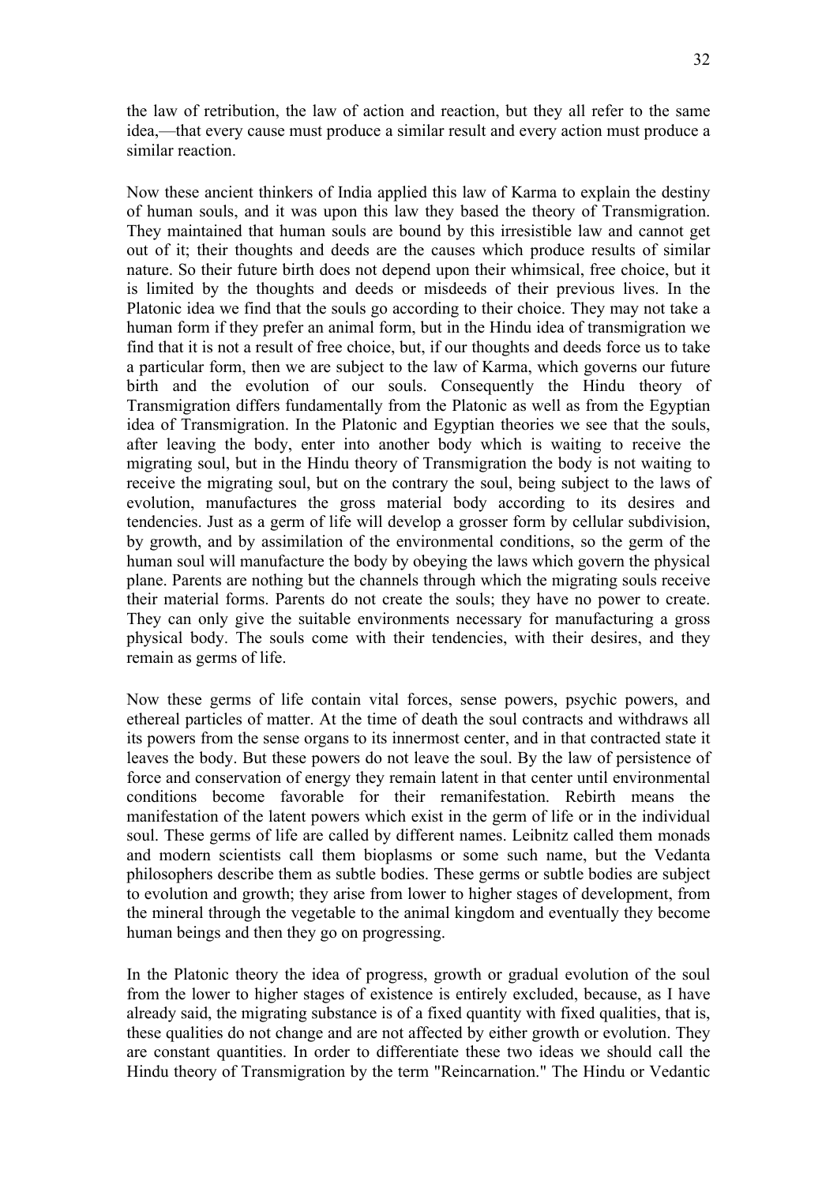the law of retribution, the law of action and reaction, but they all refer to the same idea,—that every cause must produce a similar result and every action must produce a similar reaction.

Now these ancient thinkers of India applied this law of Karma to explain the destiny of human souls, and it was upon this law they based the theory of Transmigration. They maintained that human souls are bound by this irresistible law and cannot get out of it; their thoughts and deeds are the causes which produce results of similar nature. So their future birth does not depend upon their whimsical, free choice, but it is limited by the thoughts and deeds or misdeeds of their previous lives. In the Platonic idea we find that the souls go according to their choice. They may not take a human form if they prefer an animal form, but in the Hindu idea of transmigration we find that it is not a result of free choice, but, if our thoughts and deeds force us to take a particular form, then we are subject to the law of Karma, which governs our future birth and the evolution of our souls. Consequently the Hindu theory of Transmigration differs fundamentally from the Platonic as well as from the Egyptian idea of Transmigration. In the Platonic and Egyptian theories we see that the souls, after leaving the body, enter into another body which is waiting to receive the migrating soul, but in the Hindu theory of Transmigration the body is not waiting to receive the migrating soul, but on the contrary the soul, being subject to the laws of evolution, manufactures the gross material body according to its desires and tendencies. Just as a germ of life will develop a grosser form by cellular subdivision, by growth, and by assimilation of the environmental conditions, so the germ of the human soul will manufacture the body by obeying the laws which govern the physical plane. Parents are nothing but the channels through which the migrating souls receive their material forms. Parents do not create the souls; they have no power to create. They can only give the suitable environments necessary for manufacturing a gross physical body. The souls come with their tendencies, with their desires, and they remain as germs of life.

Now these germs of life contain vital forces, sense powers, psychic powers, and ethereal particles of matter. At the time of death the soul contracts and withdraws all its powers from the sense organs to its innermost center, and in that contracted state it leaves the body. But these powers do not leave the soul. By the law of persistence of force and conservation of energy they remain latent in that center until environmental conditions become favorable for their remanifestation. Rebirth means the manifestation of the latent powers which exist in the germ of life or in the individual soul. These germs of life are called by different names. Leibnitz called them monads and modern scientists call them bioplasms or some such name, but the Vedanta philosophers describe them as subtle bodies. These germs or subtle bodies are subject to evolution and growth; they arise from lower to higher stages of development, from the mineral through the vegetable to the animal kingdom and eventually they become human beings and then they go on progressing.

In the Platonic theory the idea of progress, growth or gradual evolution of the soul from the lower to higher stages of existence is entirely excluded, because, as I have already said, the migrating substance is of a fixed quantity with fixed qualities, that is, these qualities do not change and are not affected by either growth or evolution. They are constant quantities. In order to differentiate these two ideas we should call the Hindu theory of Transmigration by the term "Reincarnation." The Hindu or Vedantic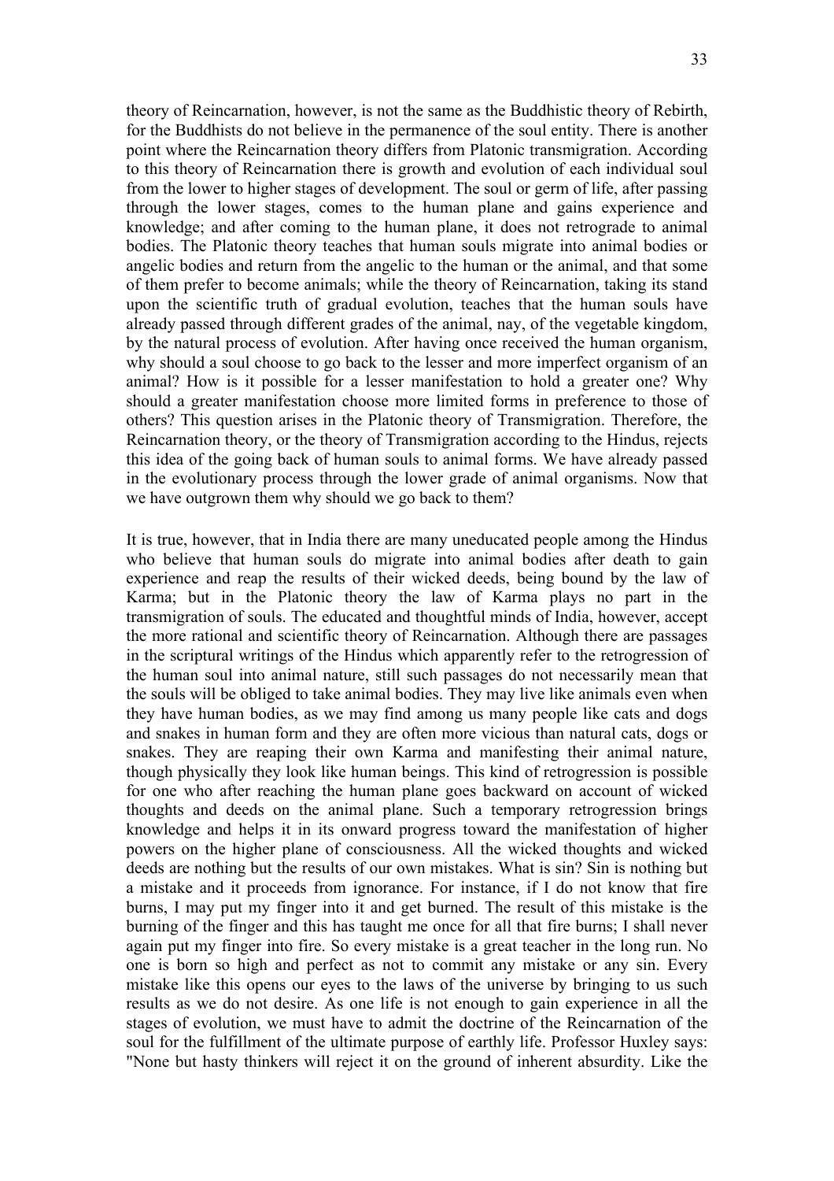theory of Reincarnation, however, is not the same as the Buddhistic theory of Rebirth, for the Buddhists do not believe in the permanence of the soul entity. There is another point where the Reincarnation theory differs from Platonic transmigration. According to this theory of Reincarnation there is growth and evolution of each individual soul from the lower to higher stages of development. The soul or germ of life, after passing through the lower stages, comes to the human plane and gains experience and knowledge; and after coming to the human plane, it does not retrograde to animal bodies. The Platonic theory teaches that human souls migrate into animal bodies or angelic bodies and return from the angelic to the human or the animal, and that some of them prefer to become animals; while the theory of Reincarnation, taking its stand upon the scientific truth of gradual evolution, teaches that the human souls have already passed through different grades of the animal, nay, of the vegetable kingdom, by the natural process of evolution. After having once received the human organism, why should a soul choose to go back to the lesser and more imperfect organism of an animal? How is it possible for a lesser manifestation to hold a greater one? Why should a greater manifestation choose more limited forms in preference to those of others? This question arises in the Platonic theory of Transmigration. Therefore, the Reincarnation theory, or the theory of Transmigration according to the Hindus, rejects this idea of the going back of human souls to animal forms. We have already passed in the evolutionary process through the lower grade of animal organisms. Now that we have outgrown them why should we go back to them?

It is true, however, that in India there are many uneducated people among the Hindus who believe that human souls do migrate into animal bodies after death to gain experience and reap the results of their wicked deeds, being bound by the law of Karma; but in the Platonic theory the law of Karma plays no part in the transmigration of souls. The educated and thoughtful minds of India, however, accept the more rational and scientific theory of Reincarnation. Although there are passages in the scriptural writings of the Hindus which apparently refer to the retrogression of the human soul into animal nature, still such passages do not necessarily mean that the souls will be obliged to take animal bodies. They may live like animals even when they have human bodies, as we may find among us many people like cats and dogs and snakes in human form and they are often more vicious than natural cats, dogs or snakes. They are reaping their own Karma and manifesting their animal nature, though physically they look like human beings. This kind of retrogression is possible for one who after reaching the human plane goes backward on account of wicked thoughts and deeds on the animal plane. Such a temporary retrogression brings knowledge and helps it in its onward progress toward the manifestation of higher powers on the higher plane of consciousness. All the wicked thoughts and wicked deeds are nothing but the results of our own mistakes. What is sin? Sin is nothing but a mistake and it proceeds from ignorance. For instance, if I do not know that fire burns, I may put my finger into it and get burned. The result of this mistake is the burning of the finger and this has taught me once for all that fire burns; I shall never again put my finger into fire. So every mistake is a great teacher in the long run. No one is born so high and perfect as not to commit any mistake or any sin. Every mistake like this opens our eyes to the laws of the universe by bringing to us such results as we do not desire. As one life is not enough to gain experience in all the stages of evolution, we must have to admit the doctrine of the Reincarnation of the soul for the fulfillment of the ultimate purpose of earthly life. Professor Huxley says: "None but hasty thinkers will reject it on the ground of inherent absurdity. Like the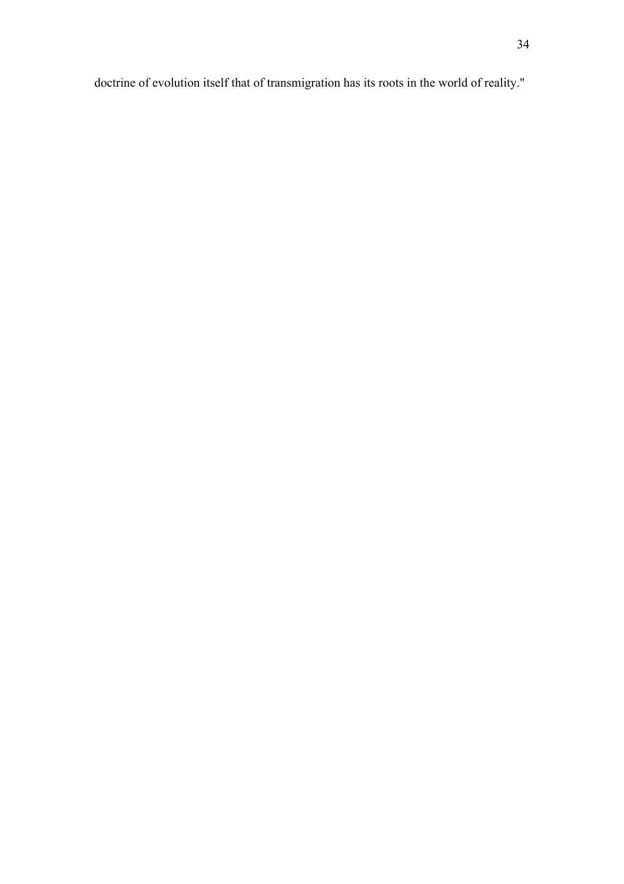doctrine of evolution itself that of transmigration has its roots in the world of reality."